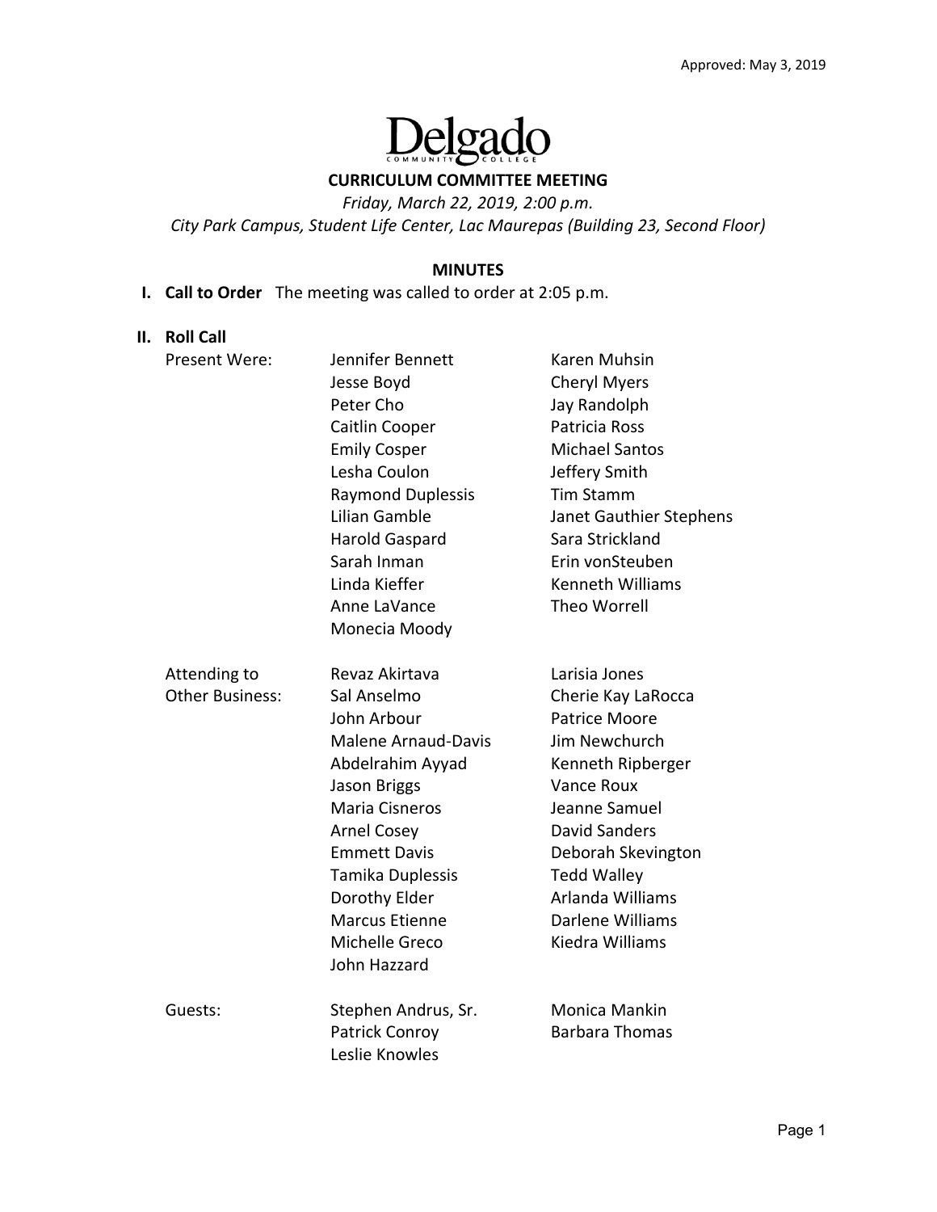Approved: May 3, 2019

Delgado Community College

**CURRICULUM COMMITTEE MEETING**

*Friday, March 22, 2019, 2:00 p.m.*

*City Park Campus, Student Life Center, Lac Maurepas (Building 23, Second Floor)*

**MINUTES**

**I. Call to Order** The meeting was called to order at 2:05 p.m.

**II. Roll Call**

Present Were:

Jennifer Bennett
Jesse Boyd
Peter Cho
Caitlin Cooper
Emily Cosper
Lesha Coulon
Raymond Duplessis
Lilian Gamble
Harold Gaspard
Sarah Inman
Linda Kieffer
Anne LaVance
Monecia Moody
Karen Muhsin
Cheryl Myers
Jay Randolph
Patricia Ross
Michael Santos
Jeffery Smith
Tim Stamm
Janet Gauthier Stephens
Sara Strickland
Erin vonSteuben
Kenneth Williams
Theo Worrell

Attending to Other Business:

Revaz Akirtava
Sal Anselmo
John Arbour
Malene Arnaud-Davis
Abdelrahim Ayyad
Jason Briggs
Maria Cisneros
Arnel Cosey
Emmett Davis
Tamika Duplessis
Dorothy Elder
Marcus Etienne
Michelle Greco
John Hazzard
Larisia Jones
Cherie Kay LaRocca
Patrice Moore
Jim Newchurch
Kenneth Ripberger
Vance Roux
Jeanne Samuel
David Sanders
Deborah Skevington
Tedd Walley
Arlanda Williams
Darlene Williams
Kiedra Williams

Guests:

Stephen Andrus, Sr.
Patrick Conroy
Leslie Knowles
Monica Mankin
Barbara Thomas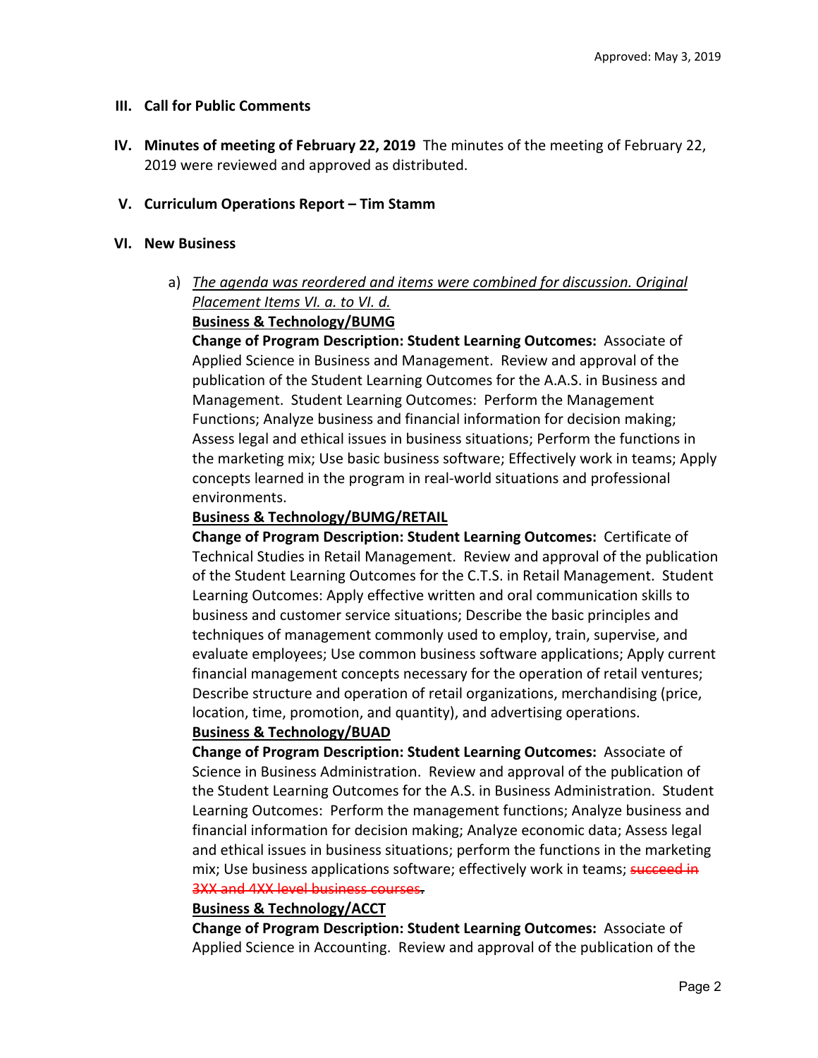Approved: May 3, 2019

**III. Call for Public Comments**

**IV. Minutes of meeting of February 22, 2019** The minutes of the meeting of February 22, 2019 were reviewed and approved as distributed.

**V. Curriculum Operations Report – Tim Stamm**

**VI. New Business**

a) *The agenda was reordered and items were combined for discussion. Original Placement Items VI. a. to VI. d.*

**Business & Technology/BUMG**

**Change of Program Description: Student Learning Outcomes:** Associate of Applied Science in Business and Management. Review and approval of the publication of the Student Learning Outcomes for the A.A.S. in Business and Management. Student Learning Outcomes: Perform the Management Functions; Analyze business and financial information for decision making; Assess legal and ethical issues in business situations; Perform the functions in the marketing mix; Use basic business software; Effectively work in teams; Apply concepts learned in the program in real-world situations and professional environments.

**Business & Technology/BUMG/RETAIL**

**Change of Program Description: Student Learning Outcomes:** Certificate of Technical Studies in Retail Management. Review and approval of the publication of the Student Learning Outcomes for the C.T.S. in Retail Management. Student Learning Outcomes: Apply effective written and oral communication skills to business and customer service situations; Describe the basic principles and techniques of management commonly used to employ, train, supervise, and evaluate employees; Use common business software applications; Apply current financial management concepts necessary for the operation of retail ventures; Describe structure and operation of retail organizations, merchandising (price, location, time, promotion, and quantity), and advertising operations.

**Business & Technology/BUAD**

**Change of Program Description: Student Learning Outcomes:** Associate of Science in Business Administration. Review and approval of the publication of the Student Learning Outcomes for the A.S. in Business Administration. Student Learning Outcomes: Perform the management functions; Analyze business and financial information for decision making; Analyze economic data; Assess legal and ethical issues in business situations; perform the functions in the marketing mix; Use business applications software; effectively work in teams; ~~succeed in 3XX and 4XX level business courses~~.

**Business & Technology/ACCT**

**Change of Program Description: Student Learning Outcomes:** Associate of Applied Science in Accounting. Review and approval of the publication of the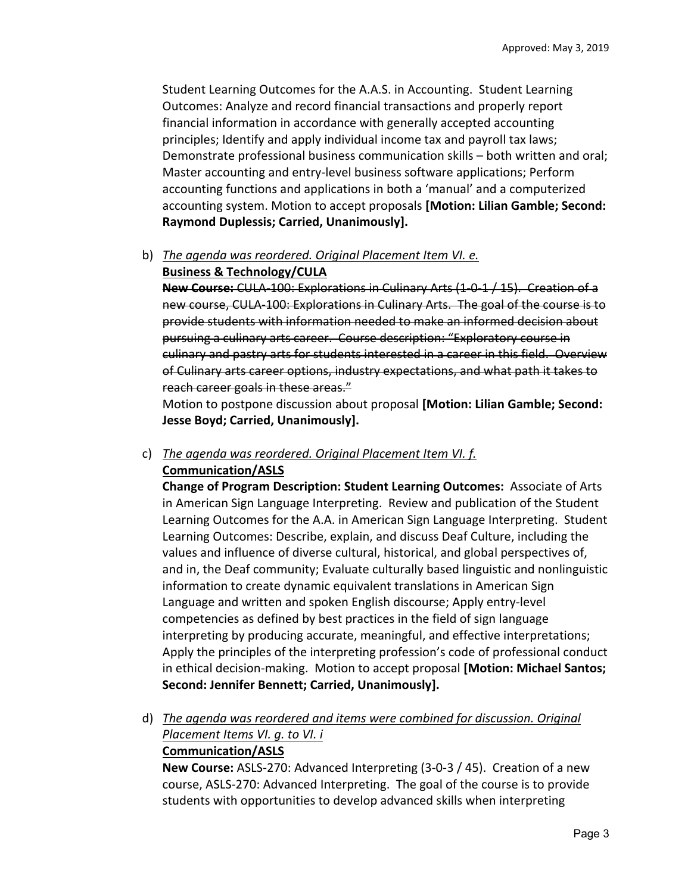Student Learning Outcomes for the A.A.S. in Accounting. Student Learning Outcomes: Analyze and record financial transactions and properly report financial information in accordance with generally accepted accounting principles; Identify and apply individual income tax and payroll tax laws; Demonstrate professional business communication skills – both written and oral; Master accounting and entry-level business software applications; Perform accounting functions and applications in both a 'manual' and a computerized accounting system. Motion to accept proposals **[Motion: Lilian Gamble; Second: Raymond Duplessis; Carried, Unanimously].**

b) *The agenda was reordered. Original Placement Item VI. e.*
**Business & Technology/CULA**
~~**New Course:** CULA-100: Explorations in Culinary Arts (1-0-1 / 15). Creation of a new course, CULA-100: Explorations in Culinary Arts. The goal of the course is to provide students with information needed to make an informed decision about pursuing a culinary arts career. Course description: "Exploratory course in culinary and pastry arts for students interested in a career in this field. Overview of Culinary arts career options, industry expectations, and what path it takes to reach career goals in these areas."~~
Motion to postpone discussion about proposal **[Motion: Lilian Gamble; Second: Jesse Boyd; Carried, Unanimously].**

c) *The agenda was reordered. Original Placement Item VI. f.*
**Communication/ASLS**
**Change of Program Description: Student Learning Outcomes:** Associate of Arts in American Sign Language Interpreting. Review and publication of the Student Learning Outcomes for the A.A. in American Sign Language Interpreting. Student Learning Outcomes: Describe, explain, and discuss Deaf Culture, including the values and influence of diverse cultural, historical, and global perspectives of, and in, the Deaf community; Evaluate culturally based linguistic and nonlinguistic information to create dynamic equivalent translations in American Sign Language and written and spoken English discourse; Apply entry-level competencies as defined by best practices in the field of sign language interpreting by producing accurate, meaningful, and effective interpretations; Apply the principles of the interpreting profession's code of professional conduct in ethical decision-making. Motion to accept proposal **[Motion: Michael Santos; Second: Jennifer Bennett; Carried, Unanimously].**

d) *The agenda was reordered and items were combined for discussion. Original Placement Items VI. g. to VI. i*
**Communication/ASLS**
**New Course:** ASLS-270: Advanced Interpreting (3-0-3 / 45). Creation of a new course, ASLS-270: Advanced Interpreting. The goal of the course is to provide students with opportunities to develop advanced skills when interpreting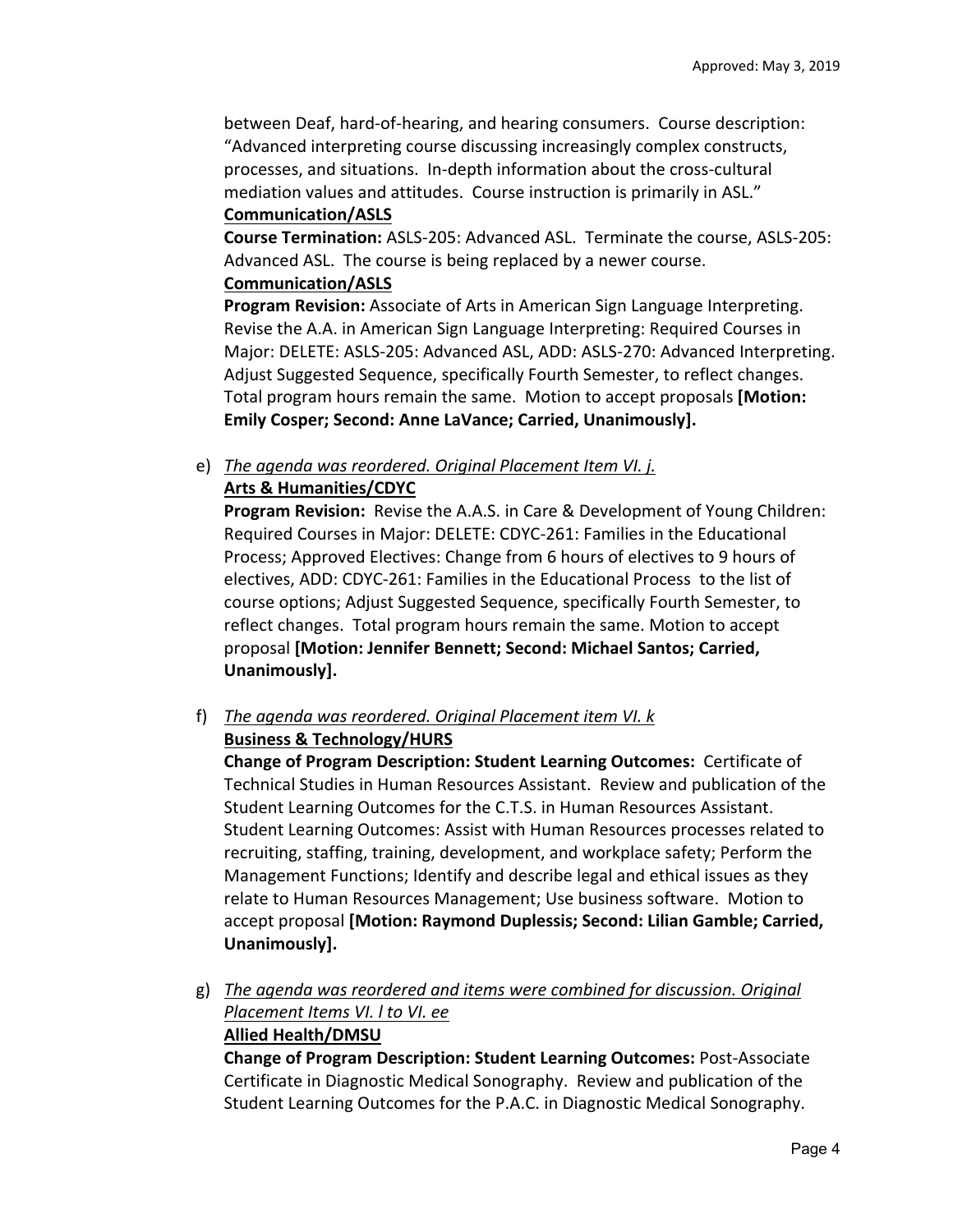between Deaf, hard-of-hearing, and hearing consumers. Course description: "Advanced interpreting course discussing increasingly complex constructs, processes, and situations. In-depth information about the cross-cultural mediation values and attitudes. Course instruction is primarily in ASL."

**Communication/ASLS**

**Course Termination:** ASLS-205: Advanced ASL. Terminate the course, ASLS-205: Advanced ASL. The course is being replaced by a newer course.

**Communication/ASLS**

**Program Revision:** Associate of Arts in American Sign Language Interpreting. Revise the A.A. in American Sign Language Interpreting: Required Courses in Major: DELETE: ASLS-205: Advanced ASL, ADD: ASLS-270: Advanced Interpreting. Adjust Suggested Sequence, specifically Fourth Semester, to reflect changes. Total program hours remain the same. Motion to accept proposals **[Motion: Emily Cosper; Second: Anne LaVance; Carried, Unanimously].**

e) *The agenda was reordered. Original Placement Item VI. j.*

**Arts & Humanities/CDYC**

**Program Revision:** Revise the A.A.S. in Care & Development of Young Children: Required Courses in Major: DELETE: CDYC-261: Families in the Educational Process; Approved Electives: Change from 6 hours of electives to 9 hours of electives, ADD: CDYC-261: Families in the Educational Process to the list of course options; Adjust Suggested Sequence, specifically Fourth Semester, to reflect changes. Total program hours remain the same. Motion to accept proposal **[Motion: Jennifer Bennett; Second: Michael Santos; Carried, Unanimously].**

f) *The agenda was reordered. Original Placement item VI. k*

**Business & Technology/HURS**

**Change of Program Description: Student Learning Outcomes:** Certificate of Technical Studies in Human Resources Assistant. Review and publication of the Student Learning Outcomes for the C.T.S. in Human Resources Assistant. Student Learning Outcomes: Assist with Human Resources processes related to recruiting, staffing, training, development, and workplace safety; Perform the Management Functions; Identify and describe legal and ethical issues as they relate to Human Resources Management; Use business software. Motion to accept proposal **[Motion: Raymond Duplessis; Second: Lilian Gamble; Carried, Unanimously].**

g) *The agenda was reordered and items were combined for discussion. Original Placement Items VI. l to VI. ee*

**Allied Health/DMSU**

**Change of Program Description: Student Learning Outcomes:** Post-Associate Certificate in Diagnostic Medical Sonography. Review and publication of the Student Learning Outcomes for the P.A.C. in Diagnostic Medical Sonography.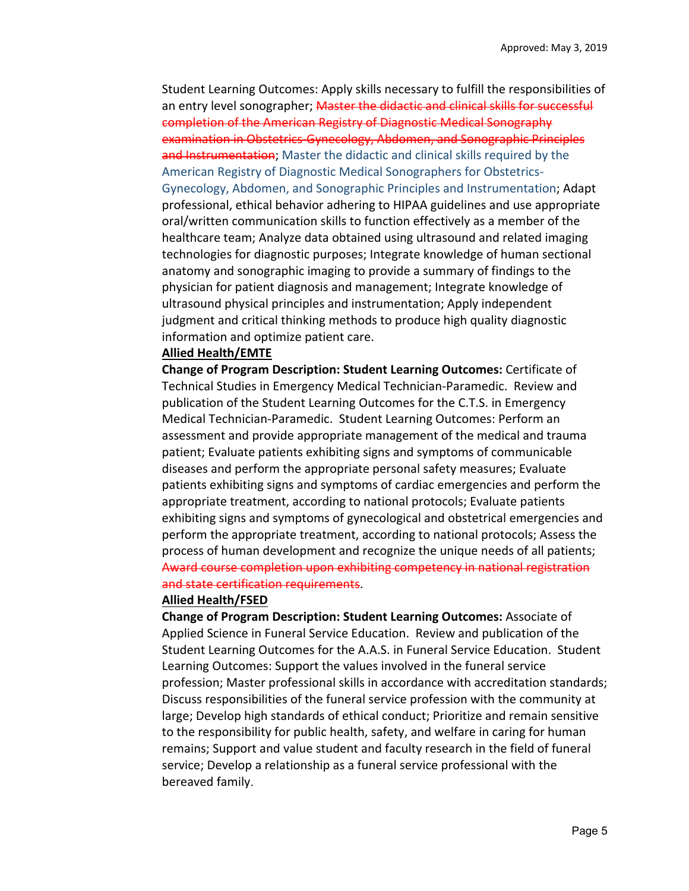Student Learning Outcomes: Apply skills necessary to fulfill the responsibilities of an entry level sonographer; ~~Master the didactic and clinical skills for successful completion of the American Registry of Diagnostic Medical Sonography examination in Obstetrics-Gynecology, Abdomen, and Sonographic Principles and Instrumentation~~; Master the didactic and clinical skills required by the American Registry of Diagnostic Medical Sonographers for Obstetrics-Gynecology, Abdomen, and Sonographic Principles and Instrumentation; Adapt professional, ethical behavior adhering to HIPAA guidelines and use appropriate oral/written communication skills to function effectively as a member of the healthcare team; Analyze data obtained using ultrasound and related imaging technologies for diagnostic purposes; Integrate knowledge of human sectional anatomy and sonographic imaging to provide a summary of findings to the physician for patient diagnosis and management; Integrate knowledge of ultrasound physical principles and instrumentation; Apply independent judgment and critical thinking methods to produce high quality diagnostic information and optimize patient care.

**Allied Health/EMTE**

**Change of Program Description: Student Learning Outcomes:** Certificate of Technical Studies in Emergency Medical Technician-Paramedic. Review and publication of the Student Learning Outcomes for the C.T.S. in Emergency Medical Technician-Paramedic. Student Learning Outcomes: Perform an assessment and provide appropriate management of the medical and trauma patient; Evaluate patients exhibiting signs and symptoms of communicable diseases and perform the appropriate personal safety measures; Evaluate patients exhibiting signs and symptoms of cardiac emergencies and perform the appropriate treatment, according to national protocols; Evaluate patients exhibiting signs and symptoms of gynecological and obstetrical emergencies and perform the appropriate treatment, according to national protocols; Assess the process of human development and recognize the unique needs of all patients; ~~Award course completion upon exhibiting competency in national registration and state certification requirements~~.

**Allied Health/FSED**

**Change of Program Description: Student Learning Outcomes:** Associate of Applied Science in Funeral Service Education. Review and publication of the Student Learning Outcomes for the A.A.S. in Funeral Service Education. Student Learning Outcomes: Support the values involved in the funeral service profession; Master professional skills in accordance with accreditation standards; Discuss responsibilities of the funeral service profession with the community at large; Develop high standards of ethical conduct; Prioritize and remain sensitive to the responsibility for public health, safety, and welfare in caring for human remains; Support and value student and faculty research in the field of funeral service; Develop a relationship as a funeral service professional with the bereaved family.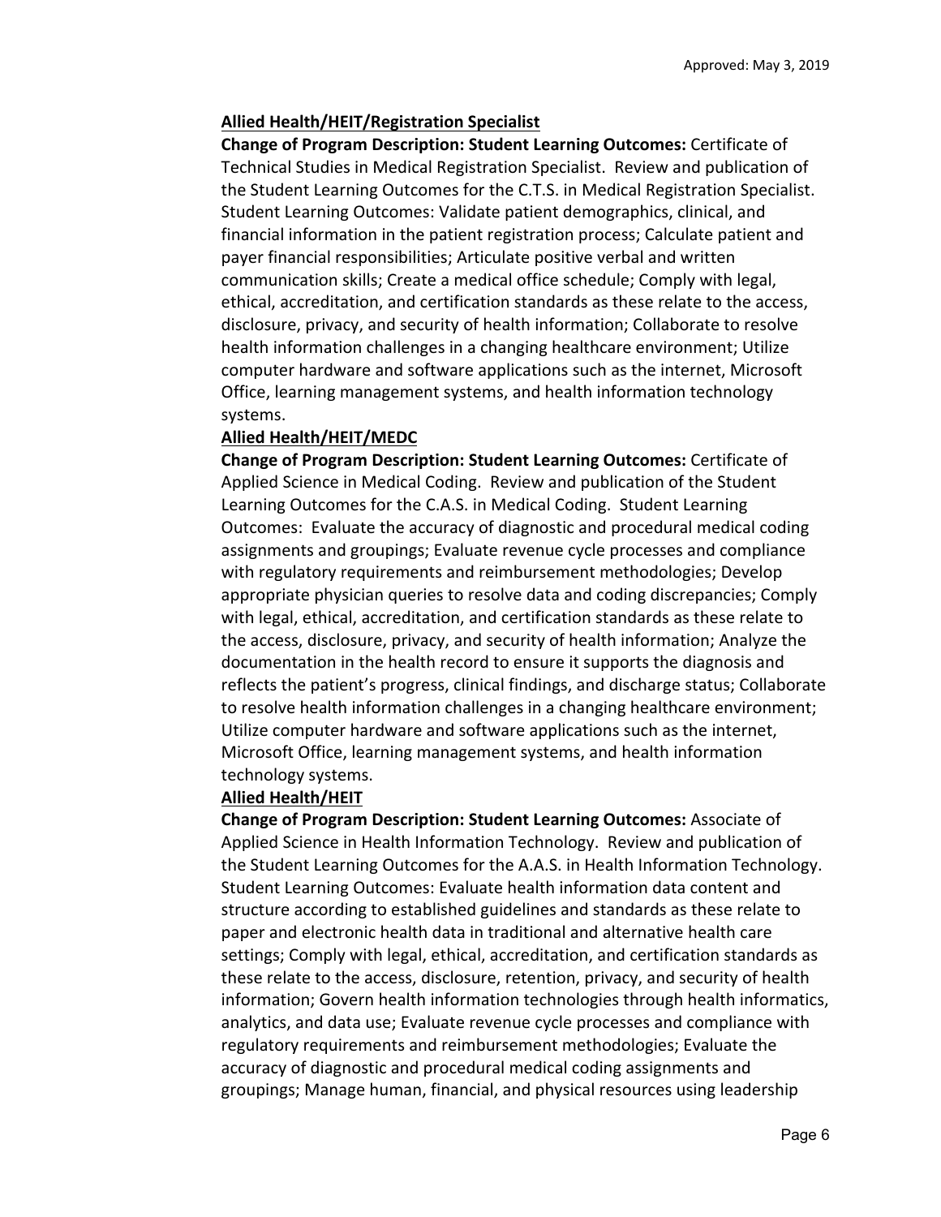**Allied Health/HEIT/Registration Specialist**

**Change of Program Description: Student Learning Outcomes:** Certificate of Technical Studies in Medical Registration Specialist. Review and publication of the Student Learning Outcomes for the C.T.S. in Medical Registration Specialist. Student Learning Outcomes: Validate patient demographics, clinical, and financial information in the patient registration process; Calculate patient and payer financial responsibilities; Articulate positive verbal and written communication skills; Create a medical office schedule; Comply with legal, ethical, accreditation, and certification standards as these relate to the access, disclosure, privacy, and security of health information; Collaborate to resolve health information challenges in a changing healthcare environment; Utilize computer hardware and software applications such as the internet, Microsoft Office, learning management systems, and health information technology systems.

**Allied Health/HEIT/MEDC**

**Change of Program Description: Student Learning Outcomes:** Certificate of Applied Science in Medical Coding. Review and publication of the Student Learning Outcomes for the C.A.S. in Medical Coding. Student Learning Outcomes: Evaluate the accuracy of diagnostic and procedural medical coding assignments and groupings; Evaluate revenue cycle processes and compliance with regulatory requirements and reimbursement methodologies; Develop appropriate physician queries to resolve data and coding discrepancies; Comply with legal, ethical, accreditation, and certification standards as these relate to the access, disclosure, privacy, and security of health information; Analyze the documentation in the health record to ensure it supports the diagnosis and reflects the patient's progress, clinical findings, and discharge status; Collaborate to resolve health information challenges in a changing healthcare environment; Utilize computer hardware and software applications such as the internet, Microsoft Office, learning management systems, and health information technology systems.

**Allied Health/HEIT**

**Change of Program Description: Student Learning Outcomes:** Associate of Applied Science in Health Information Technology. Review and publication of the Student Learning Outcomes for the A.A.S. in Health Information Technology. Student Learning Outcomes: Evaluate health information data content and structure according to established guidelines and standards as these relate to paper and electronic health data in traditional and alternative health care settings; Comply with legal, ethical, accreditation, and certification standards as these relate to the access, disclosure, retention, privacy, and security of health information; Govern health information technologies through health informatics, analytics, and data use; Evaluate revenue cycle processes and compliance with regulatory requirements and reimbursement methodologies; Evaluate the accuracy of diagnostic and procedural medical coding assignments and groupings; Manage human, financial, and physical resources using leadership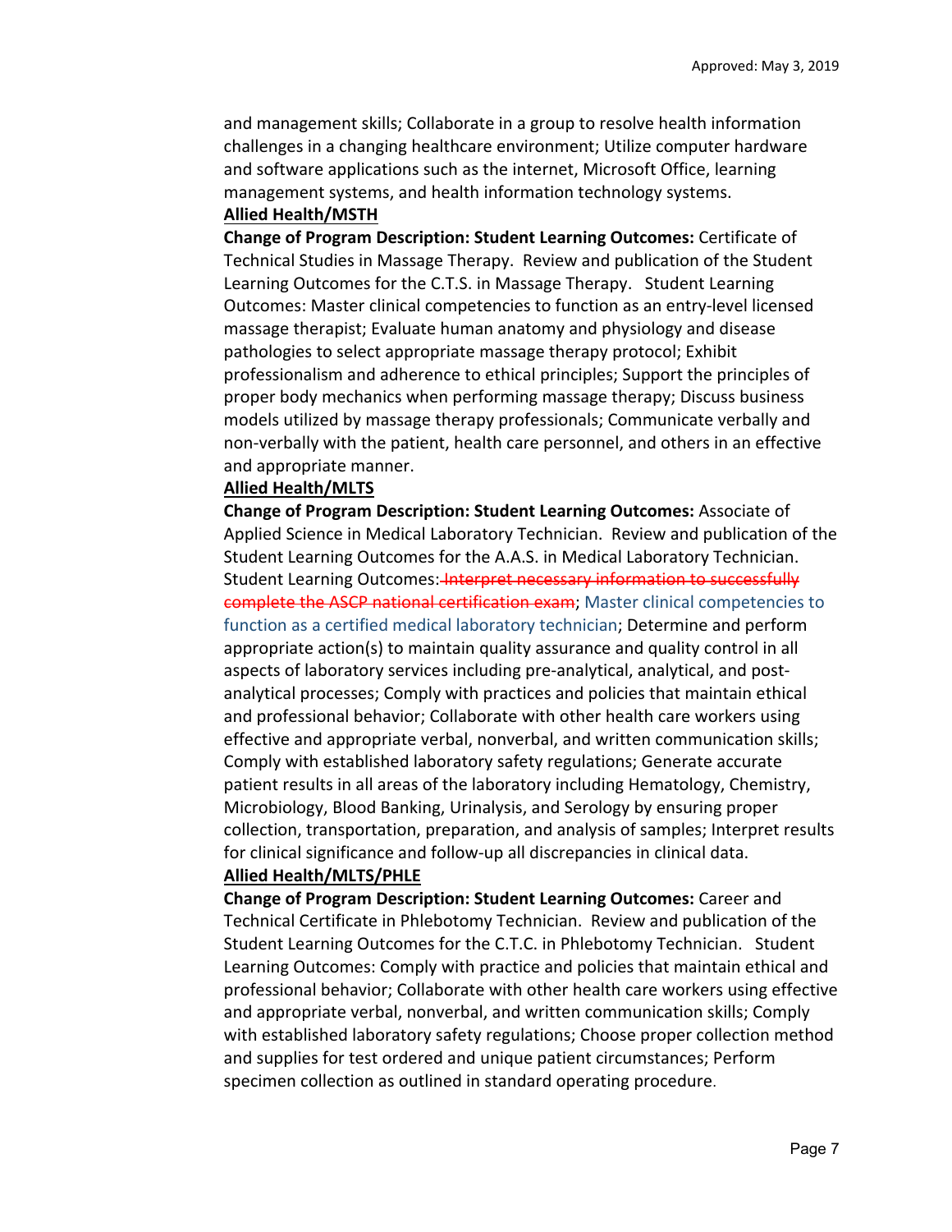and management skills; Collaborate in a group to resolve health information challenges in a changing healthcare environment; Utilize computer hardware and software applications such as the internet, Microsoft Office, learning management systems, and health information technology systems.

**Allied Health/MSTH**

**Change of Program Description: Student Learning Outcomes:** Certificate of Technical Studies in Massage Therapy. Review and publication of the Student Learning Outcomes for the C.T.S. in Massage Therapy. Student Learning Outcomes: Master clinical competencies to function as an entry-level licensed massage therapist; Evaluate human anatomy and physiology and disease pathologies to select appropriate massage therapy protocol; Exhibit professionalism and adherence to ethical principles; Support the principles of proper body mechanics when performing massage therapy; Discuss business models utilized by massage therapy professionals; Communicate verbally and non-verbally with the patient, health care personnel, and others in an effective and appropriate manner.

**Allied Health/MLTS**

**Change of Program Description: Student Learning Outcomes:** Associate of Applied Science in Medical Laboratory Technician. Review and publication of the Student Learning Outcomes for the A.A.S. in Medical Laboratory Technician. Student Learning Outcomes: ~~Interpret necessary information to successfully complete the ASCP national certification exam~~; Master clinical competencies to function as a certified medical laboratory technician; Determine and perform appropriate action(s) to maintain quality assurance and quality control in all aspects of laboratory services including pre-analytical, analytical, and post-analytical processes; Comply with practices and policies that maintain ethical and professional behavior; Collaborate with other health care workers using effective and appropriate verbal, nonverbal, and written communication skills; Comply with established laboratory safety regulations; Generate accurate patient results in all areas of the laboratory including Hematology, Chemistry, Microbiology, Blood Banking, Urinalysis, and Serology by ensuring proper collection, transportation, preparation, and analysis of samples; Interpret results for clinical significance and follow-up all discrepancies in clinical data.

**Allied Health/MLTS/PHLE**

**Change of Program Description: Student Learning Outcomes:** Career and Technical Certificate in Phlebotomy Technician. Review and publication of the Student Learning Outcomes for the C.T.C. in Phlebotomy Technician. Student Learning Outcomes: Comply with practice and policies that maintain ethical and professional behavior; Collaborate with other health care workers using effective and appropriate verbal, nonverbal, and written communication skills; Comply with established laboratory safety regulations; Choose proper collection method and supplies for test ordered and unique patient circumstances; Perform specimen collection as outlined in standard operating procedure.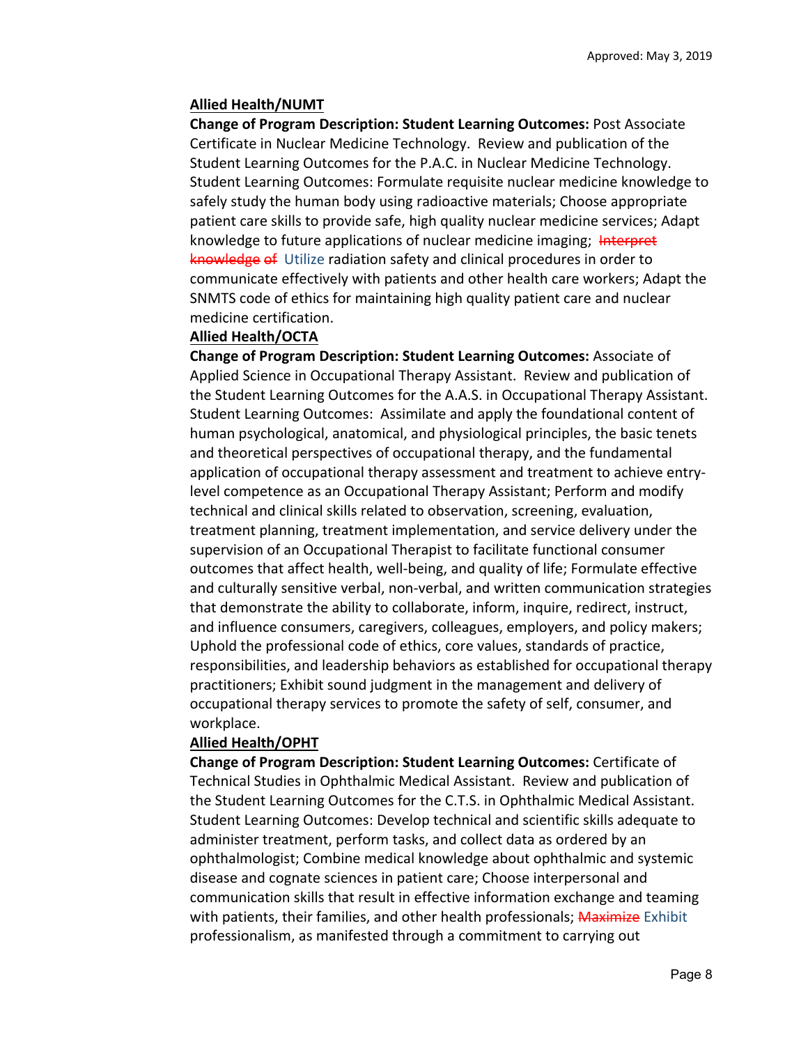**Allied Health/NUMT**

**Change of Program Description: Student Learning Outcomes:** Post Associate Certificate in Nuclear Medicine Technology. Review and publication of the Student Learning Outcomes for the P.A.C. in Nuclear Medicine Technology. Student Learning Outcomes: Formulate requisite nuclear medicine knowledge to safely study the human body using radioactive materials; Choose appropriate patient care skills to provide safe, high quality nuclear medicine services; Adapt knowledge to future applications of nuclear medicine imaging; ~~Interpret knowledge of~~ Utilize radiation safety and clinical procedures in order to communicate effectively with patients and other health care workers; Adapt the SNMTS code of ethics for maintaining high quality patient care and nuclear medicine certification.

**Allied Health/OCTA**

**Change of Program Description: Student Learning Outcomes:** Associate of Applied Science in Occupational Therapy Assistant. Review and publication of the Student Learning Outcomes for the A.A.S. in Occupational Therapy Assistant. Student Learning Outcomes: Assimilate and apply the foundational content of human psychological, anatomical, and physiological principles, the basic tenets and theoretical perspectives of occupational therapy, and the fundamental application of occupational therapy assessment and treatment to achieve entry-level competence as an Occupational Therapy Assistant; Perform and modify technical and clinical skills related to observation, screening, evaluation, treatment planning, treatment implementation, and service delivery under the supervision of an Occupational Therapist to facilitate functional consumer outcomes that affect health, well-being, and quality of life; Formulate effective and culturally sensitive verbal, non-verbal, and written communication strategies that demonstrate the ability to collaborate, inform, inquire, redirect, instruct, and influence consumers, caregivers, colleagues, employers, and policy makers; Uphold the professional code of ethics, core values, standards of practice, responsibilities, and leadership behaviors as established for occupational therapy practitioners; Exhibit sound judgment in the management and delivery of occupational therapy services to promote the safety of self, consumer, and workplace.

**Allied Health/OPHT**

**Change of Program Description: Student Learning Outcomes:** Certificate of Technical Studies in Ophthalmic Medical Assistant. Review and publication of the Student Learning Outcomes for the C.T.S. in Ophthalmic Medical Assistant. Student Learning Outcomes: Develop technical and scientific skills adequate to administer treatment, perform tasks, and collect data as ordered by an ophthalmologist; Combine medical knowledge about ophthalmic and systemic disease and cognate sciences in patient care; Choose interpersonal and communication skills that result in effective information exchange and teaming with patients, their families, and other health professionals; ~~Maximize~~ Exhibit professionalism, as manifested through a commitment to carrying out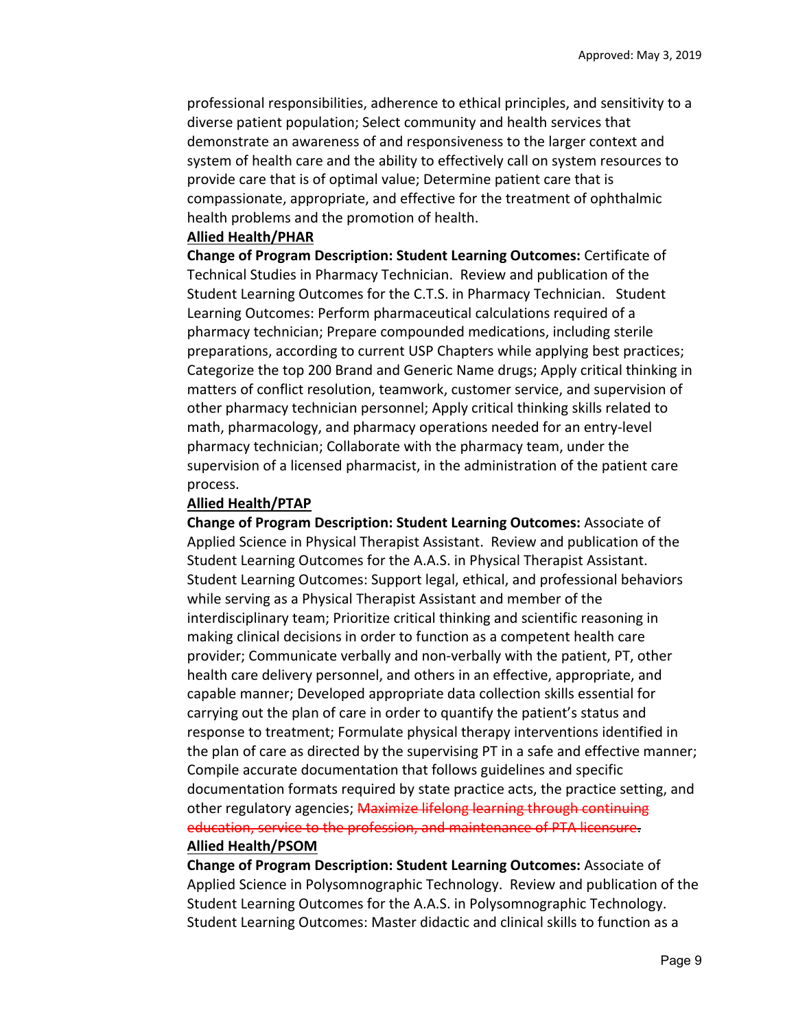professional responsibilities, adherence to ethical principles, and sensitivity to a diverse patient population; Select community and health services that demonstrate an awareness of and responsiveness to the larger context and system of health care and the ability to effectively call on system resources to provide care that is of optimal value; Determine patient care that is compassionate, appropriate, and effective for the treatment of ophthalmic health problems and the promotion of health.

**Allied Health/PHAR**

**Change of Program Description: Student Learning Outcomes:** Certificate of Technical Studies in Pharmacy Technician. Review and publication of the Student Learning Outcomes for the C.T.S. in Pharmacy Technician. Student Learning Outcomes: Perform pharmaceutical calculations required of a pharmacy technician; Prepare compounded medications, including sterile preparations, according to current USP Chapters while applying best practices; Categorize the top 200 Brand and Generic Name drugs; Apply critical thinking in matters of conflict resolution, teamwork, customer service, and supervision of other pharmacy technician personnel; Apply critical thinking skills related to math, pharmacology, and pharmacy operations needed for an entry-level pharmacy technician; Collaborate with the pharmacy team, under the supervision of a licensed pharmacist, in the administration of the patient care process.

**Allied Health/PTAP**

**Change of Program Description: Student Learning Outcomes:** Associate of Applied Science in Physical Therapist Assistant. Review and publication of the Student Learning Outcomes for the A.A.S. in Physical Therapist Assistant. Student Learning Outcomes: Support legal, ethical, and professional behaviors while serving as a Physical Therapist Assistant and member of the interdisciplinary team; Prioritize critical thinking and scientific reasoning in making clinical decisions in order to function as a competent health care provider; Communicate verbally and non-verbally with the patient, PT, other health care delivery personnel, and others in an effective, appropriate, and capable manner; Developed appropriate data collection skills essential for carrying out the plan of care in order to quantify the patient's status and response to treatment; Formulate physical therapy interventions identified in the plan of care as directed by the supervising PT in a safe and effective manner; Compile accurate documentation that follows guidelines and specific documentation formats required by state practice acts, the practice setting, and other regulatory agencies; ~~Maximize lifelong learning through continuing education, service to the profession, and maintenance of PTA licensure.~~

**Allied Health/PSOM**

**Change of Program Description: Student Learning Outcomes:** Associate of Applied Science in Polysomnographic Technology. Review and publication of the Student Learning Outcomes for the A.A.S. in Polysomnographic Technology. Student Learning Outcomes: Master didactic and clinical skills to function as a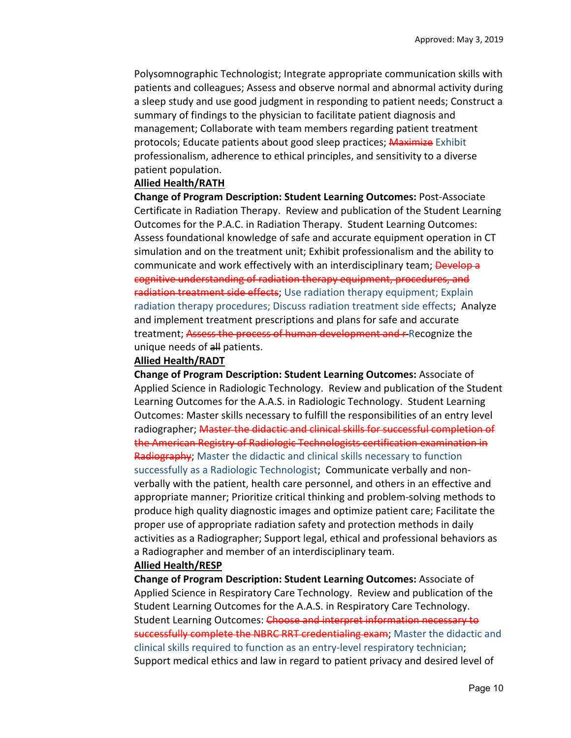Polysomnographic Technologist; Integrate appropriate communication skills with patients and colleagues; Assess and observe normal and abnormal activity during a sleep study and use good judgment in responding to patient needs; Construct a summary of findings to the physician to facilitate patient diagnosis and management; Collaborate with team members regarding patient treatment protocols; Educate patients about good sleep practices; ~~Maximize~~ Exhibit professionalism, adherence to ethical principles, and sensitivity to a diverse patient population.

**Allied Health/RATH**

**Change of Program Description: Student Learning Outcomes:** Post-Associate Certificate in Radiation Therapy. Review and publication of the Student Learning Outcomes for the P.A.C. in Radiation Therapy. Student Learning Outcomes: Assess foundational knowledge of safe and accurate equipment operation in CT simulation and on the treatment unit; Exhibit professionalism and the ability to communicate and work effectively with an interdisciplinary team; ~~Develop a cognitive understanding of radiation therapy equipment, procedures, and radiation treatment side effects~~; Use radiation therapy equipment; Explain radiation therapy procedures; Discuss radiation treatment side effects; Analyze and implement treatment prescriptions and plans for safe and accurate treatment; ~~Assess the process of human development and r~~ Recognize the unique needs of ~~all~~ patients.

**Allied Health/RADT**

**Change of Program Description: Student Learning Outcomes:** Associate of Applied Science in Radiologic Technology. Review and publication of the Student Learning Outcomes for the A.A.S. in Radiologic Technology. Student Learning Outcomes: Master skills necessary to fulfill the responsibilities of an entry level radiographer; ~~Master the didactic and clinical skills for successful completion of the American Registry of Radiologic Technologists certification examination in Radiography~~; Master the didactic and clinical skills necessary to function successfully as a Radiologic Technologist; Communicate verbally and non-verbally with the patient, health care personnel, and others in an effective and appropriate manner; Prioritize critical thinking and problem-solving methods to produce high quality diagnostic images and optimize patient care; Facilitate the proper use of appropriate radiation safety and protection methods in daily activities as a Radiographer; Support legal, ethical and professional behaviors as a Radiographer and member of an interdisciplinary team.

**Allied Health/RESP**

**Change of Program Description: Student Learning Outcomes:** Associate of Applied Science in Respiratory Care Technology. Review and publication of the Student Learning Outcomes for the A.A.S. in Respiratory Care Technology. Student Learning Outcomes: ~~Choose and interpret information necessary to successfully complete the NBRC RRT credentialing exam~~; Master the didactic and clinical skills required to function as an entry-level respiratory technician; Support medical ethics and law in regard to patient privacy and desired level of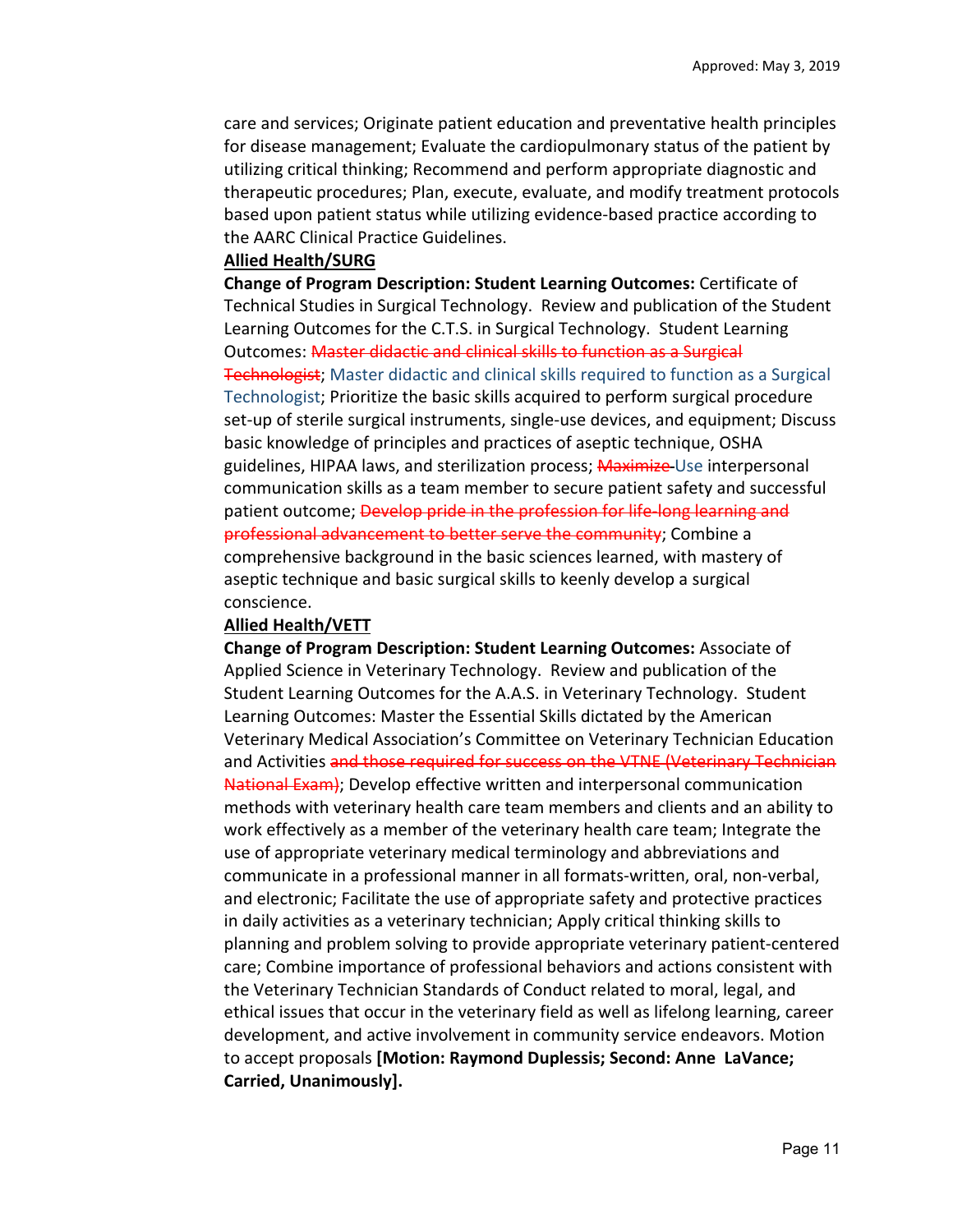care and services; Originate patient education and preventative health principles for disease management; Evaluate the cardiopulmonary status of the patient by utilizing critical thinking; Recommend and perform appropriate diagnostic and therapeutic procedures; Plan, execute, evaluate, and modify treatment protocols based upon patient status while utilizing evidence-based practice according to the AARC Clinical Practice Guidelines.

**Allied Health/SURG**

**Change of Program Description: Student Learning Outcomes:** Certificate of Technical Studies in Surgical Technology. Review and publication of the Student Learning Outcomes for the C.T.S. in Surgical Technology. Student Learning Outcomes: ~~Master didactic and clinical skills to function as a Surgical Technologist~~; Master didactic and clinical skills required to function as a Surgical Technologist; Prioritize the basic skills acquired to perform surgical procedure set-up of sterile surgical instruments, single-use devices, and equipment; Discuss basic knowledge of principles and practices of aseptic technique, OSHA guidelines, HIPAA laws, and sterilization process; ~~Maximize~~ Use interpersonal communication skills as a team member to secure patient safety and successful patient outcome; ~~Develop pride in the profession for life-long learning and professional advancement to better serve the community~~; Combine a comprehensive background in the basic sciences learned, with mastery of aseptic technique and basic surgical skills to keenly develop a surgical conscience.

**Allied Health/VETT**

**Change of Program Description: Student Learning Outcomes:** Associate of Applied Science in Veterinary Technology. Review and publication of the Student Learning Outcomes for the A.A.S. in Veterinary Technology. Student Learning Outcomes: Master the Essential Skills dictated by the American Veterinary Medical Association's Committee on Veterinary Technician Education and Activities ~~and those required for success on the VTNE (Veterinary Technician National Exam)~~; Develop effective written and interpersonal communication methods with veterinary health care team members and clients and an ability to work effectively as a member of the veterinary health care team; Integrate the use of appropriate veterinary medical terminology and abbreviations and communicate in a professional manner in all formats-written, oral, non-verbal, and electronic; Facilitate the use of appropriate safety and protective practices in daily activities as a veterinary technician; Apply critical thinking skills to planning and problem solving to provide appropriate veterinary patient-centered care; Combine importance of professional behaviors and actions consistent with the Veterinary Technician Standards of Conduct related to moral, legal, and ethical issues that occur in the veterinary field as well as lifelong learning, career development, and active involvement in community service endeavors. Motion to accept proposals **[Motion: Raymond Duplessis; Second: Anne LaVance; Carried, Unanimously].**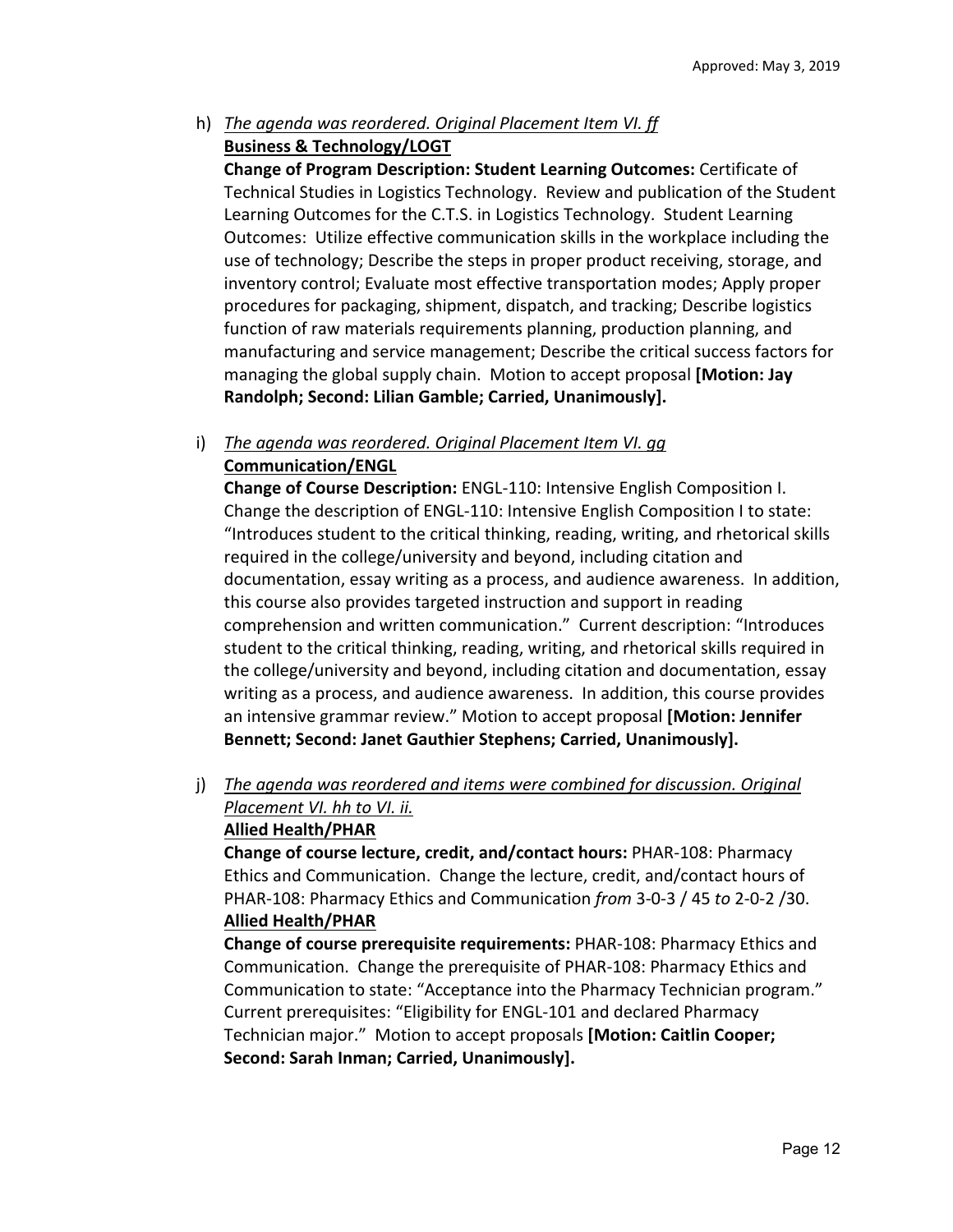h) *The agenda was reordered. Original Placement Item VI. ff*
**Business & Technology/LOGT**
**Change of Program Description: Student Learning Outcomes:** Certificate of Technical Studies in Logistics Technology. Review and publication of the Student Learning Outcomes for the C.T.S. in Logistics Technology. Student Learning Outcomes: Utilize effective communication skills in the workplace including the use of technology; Describe the steps in proper product receiving, storage, and inventory control; Evaluate most effective transportation modes; Apply proper procedures for packaging, shipment, dispatch, and tracking; Describe logistics function of raw materials requirements planning, production planning, and manufacturing and service management; Describe the critical success factors for managing the global supply chain. Motion to accept proposal **[Motion: Jay Randolph; Second: Lilian Gamble; Carried, Unanimously].**

i) *The agenda was reordered. Original Placement Item VI. gg*
**Communication/ENGL**
**Change of Course Description:** ENGL-110: Intensive English Composition I. Change the description of ENGL-110: Intensive English Composition I to state: "Introduces student to the critical thinking, reading, writing, and rhetorical skills required in the college/university and beyond, including citation and documentation, essay writing as a process, and audience awareness. In addition, this course also provides targeted instruction and support in reading comprehension and written communication." Current description: "Introduces student to the critical thinking, reading, writing, and rhetorical skills required in the college/university and beyond, including citation and documentation, essay writing as a process, and audience awareness. In addition, this course provides an intensive grammar review." Motion to accept proposal **[Motion: Jennifer Bennett; Second: Janet Gauthier Stephens; Carried, Unanimously].**

j) *The agenda was reordered and items were combined for discussion. Original Placement VI. hh to VI. ii.*
**Allied Health/PHAR**
**Change of course lecture, credit, and/contact hours:** PHAR-108: Pharmacy Ethics and Communication. Change the lecture, credit, and/contact hours of PHAR-108: Pharmacy Ethics and Communication *from* 3-0-3 / 45 *to* 2-0-2 /30.
**Allied Health/PHAR**
**Change of course prerequisite requirements:** PHAR-108: Pharmacy Ethics and Communication. Change the prerequisite of PHAR-108: Pharmacy Ethics and Communication to state: "Acceptance into the Pharmacy Technician program." Current prerequisites: "Eligibility for ENGL-101 and declared Pharmacy Technician major." Motion to accept proposals **[Motion: Caitlin Cooper; Second: Sarah Inman; Carried, Unanimously].**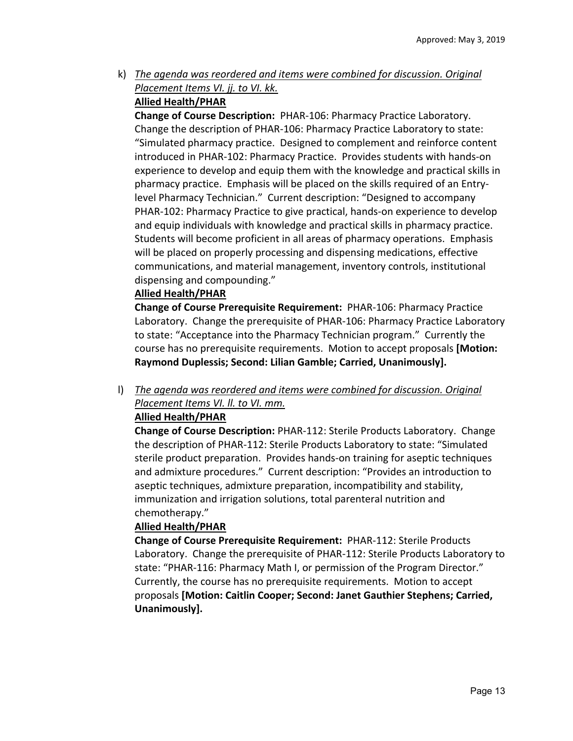k) *The agenda was reordered and items were combined for discussion. Original Placement Items VI. jj. to VI. kk.*

**Allied Health/PHAR**

**Change of Course Description:** PHAR-106: Pharmacy Practice Laboratory. Change the description of PHAR-106: Pharmacy Practice Laboratory to state: "Simulated pharmacy practice. Designed to complement and reinforce content introduced in PHAR-102: Pharmacy Practice. Provides students with hands-on experience to develop and equip them with the knowledge and practical skills in pharmacy practice. Emphasis will be placed on the skills required of an Entry-level Pharmacy Technician." Current description: "Designed to accompany PHAR-102: Pharmacy Practice to give practical, hands-on experience to develop and equip individuals with knowledge and practical skills in pharmacy practice. Students will become proficient in all areas of pharmacy operations. Emphasis will be placed on properly processing and dispensing medications, effective communications, and material management, inventory controls, institutional dispensing and compounding."

**Allied Health/PHAR**

**Change of Course Prerequisite Requirement:** PHAR-106: Pharmacy Practice Laboratory. Change the prerequisite of PHAR-106: Pharmacy Practice Laboratory to state: "Acceptance into the Pharmacy Technician program." Currently the course has no prerequisite requirements. Motion to accept proposals **[Motion: Raymond Duplessis; Second: Lilian Gamble; Carried, Unanimously].**

l) *The agenda was reordered and items were combined for discussion. Original Placement Items VI. ll. to VI. mm.*

**Allied Health/PHAR**

**Change of Course Description:** PHAR-112: Sterile Products Laboratory. Change the description of PHAR-112: Sterile Products Laboratory to state: "Simulated sterile product preparation. Provides hands-on training for aseptic techniques and admixture procedures." Current description: "Provides an introduction to aseptic techniques, admixture preparation, incompatibility and stability, immunization and irrigation solutions, total parenteral nutrition and chemotherapy."

**Allied Health/PHAR**

**Change of Course Prerequisite Requirement:** PHAR-112: Sterile Products Laboratory. Change the prerequisite of PHAR-112: Sterile Products Laboratory to state: "PHAR-116: Pharmacy Math I, or permission of the Program Director." Currently, the course has no prerequisite requirements. Motion to accept proposals **[Motion: Caitlin Cooper; Second: Janet Gauthier Stephens; Carried, Unanimously].**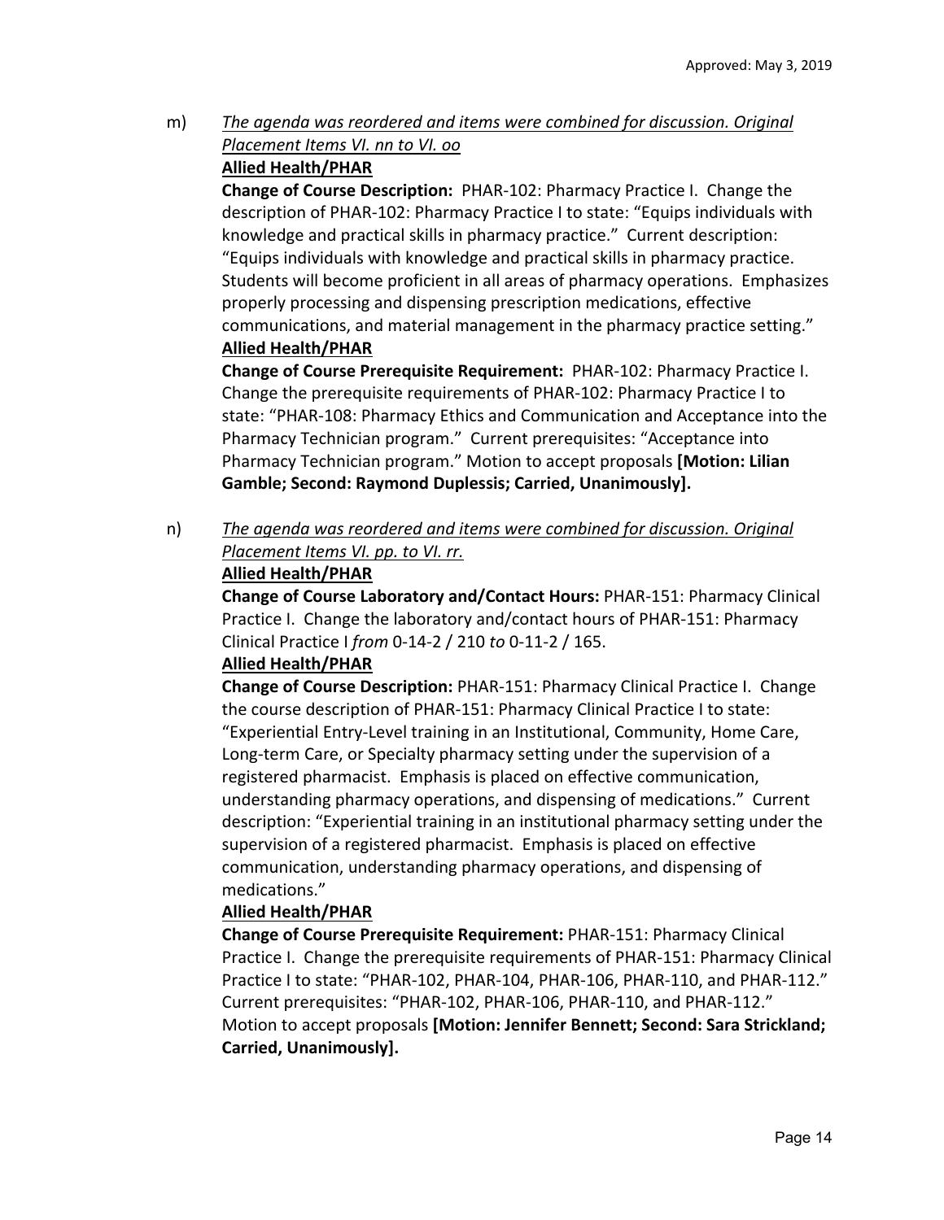m) *The agenda was reordered and items were combined for discussion. Original Placement Items VI. nn to VI. oo*

**Allied Health/PHAR**

**Change of Course Description:** PHAR-102: Pharmacy Practice I. Change the description of PHAR-102: Pharmacy Practice I to state: "Equips individuals with knowledge and practical skills in pharmacy practice." Current description: "Equips individuals with knowledge and practical skills in pharmacy practice. Students will become proficient in all areas of pharmacy operations. Emphasizes properly processing and dispensing prescription medications, effective communications, and material management in the pharmacy practice setting."

**Allied Health/PHAR**

**Change of Course Prerequisite Requirement:** PHAR-102: Pharmacy Practice I. Change the prerequisite requirements of PHAR-102: Pharmacy Practice I to state: "PHAR-108: Pharmacy Ethics and Communication and Acceptance into the Pharmacy Technician program." Current prerequisites: "Acceptance into Pharmacy Technician program." Motion to accept proposals **[Motion: Lilian Gamble; Second: Raymond Duplessis; Carried, Unanimously].**

n) *The agenda was reordered and items were combined for discussion. Original Placement Items VI. pp. to VI. rr.*

**Allied Health/PHAR**

**Change of Course Laboratory and/Contact Hours:** PHAR-151: Pharmacy Clinical Practice I. Change the laboratory and/contact hours of PHAR-151: Pharmacy Clinical Practice I *from* 0-14-2 / 210 *to* 0-11-2 / 165.

**Allied Health/PHAR**

**Change of Course Description:** PHAR-151: Pharmacy Clinical Practice I. Change the course description of PHAR-151: Pharmacy Clinical Practice I to state: "Experiential Entry-Level training in an Institutional, Community, Home Care, Long-term Care, or Specialty pharmacy setting under the supervision of a registered pharmacist. Emphasis is placed on effective communication, understanding pharmacy operations, and dispensing of medications." Current description: "Experiential training in an institutional pharmacy setting under the supervision of a registered pharmacist. Emphasis is placed on effective communication, understanding pharmacy operations, and dispensing of medications."

**Allied Health/PHAR**

**Change of Course Prerequisite Requirement:** PHAR-151: Pharmacy Clinical Practice I. Change the prerequisite requirements of PHAR-151: Pharmacy Clinical Practice I to state: "PHAR-102, PHAR-104, PHAR-106, PHAR-110, and PHAR-112." Current prerequisites: "PHAR-102, PHAR-106, PHAR-110, and PHAR-112." Motion to accept proposals **[Motion: Jennifer Bennett; Second: Sara Strickland; Carried, Unanimously].**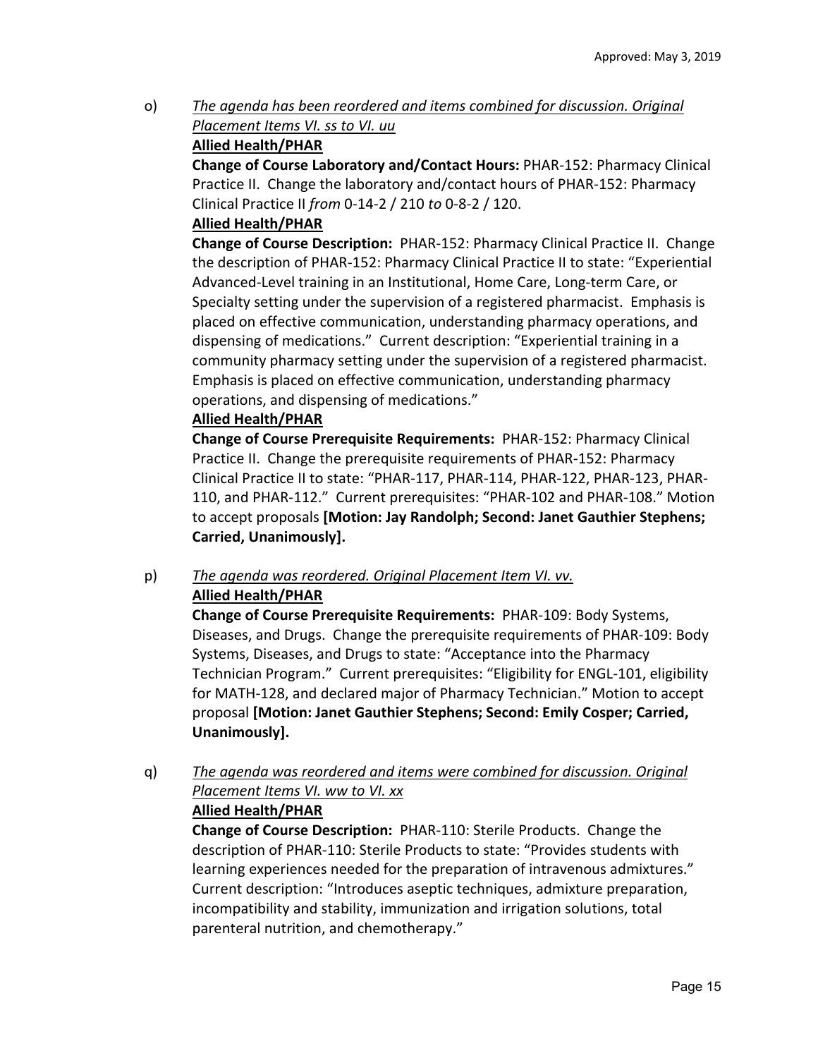o) *The agenda has been reordered and items combined for discussion. Original Placement Items VI. ss to VI. uu*

**Allied Health/PHAR**

**Change of Course Laboratory and/Contact Hours:** PHAR-152: Pharmacy Clinical Practice II. Change the laboratory and/contact hours of PHAR-152: Pharmacy Clinical Practice II *from* 0-14-2 / 210 *to* 0-8-2 / 120.

**Allied Health/PHAR**

**Change of Course Description:** PHAR-152: Pharmacy Clinical Practice II. Change the description of PHAR-152: Pharmacy Clinical Practice II to state: "Experiential Advanced-Level training in an Institutional, Home Care, Long-term Care, or Specialty setting under the supervision of a registered pharmacist. Emphasis is placed on effective communication, understanding pharmacy operations, and dispensing of medications." Current description: "Experiential training in a community pharmacy setting under the supervision of a registered pharmacist. Emphasis is placed on effective communication, understanding pharmacy operations, and dispensing of medications."

**Allied Health/PHAR**

**Change of Course Prerequisite Requirements:** PHAR-152: Pharmacy Clinical Practice II. Change the prerequisite requirements of PHAR-152: Pharmacy Clinical Practice II to state: "PHAR-117, PHAR-114, PHAR-122, PHAR-123, PHAR-110, and PHAR-112." Current prerequisites: "PHAR-102 and PHAR-108." Motion to accept proposals **[Motion: Jay Randolph; Second: Janet Gauthier Stephens; Carried, Unanimously].**

p) *The agenda was reordered. Original Placement Item VI. vv.*

**Allied Health/PHAR**

**Change of Course Prerequisite Requirements:** PHAR-109: Body Systems, Diseases, and Drugs. Change the prerequisite requirements of PHAR-109: Body Systems, Diseases, and Drugs to state: "Acceptance into the Pharmacy Technician Program." Current prerequisites: "Eligibility for ENGL-101, eligibility for MATH-128, and declared major of Pharmacy Technician." Motion to accept proposal **[Motion: Janet Gauthier Stephens; Second: Emily Cosper; Carried, Unanimously].**

q) *The agenda was reordered and items were combined for discussion. Original Placement Items VI. ww to VI. xx*

**Allied Health/PHAR**

**Change of Course Description:** PHAR-110: Sterile Products. Change the description of PHAR-110: Sterile Products to state: "Provides students with learning experiences needed for the preparation of intravenous admixtures." Current description: "Introduces aseptic techniques, admixture preparation, incompatibility and stability, immunization and irrigation solutions, total parenteral nutrition, and chemotherapy."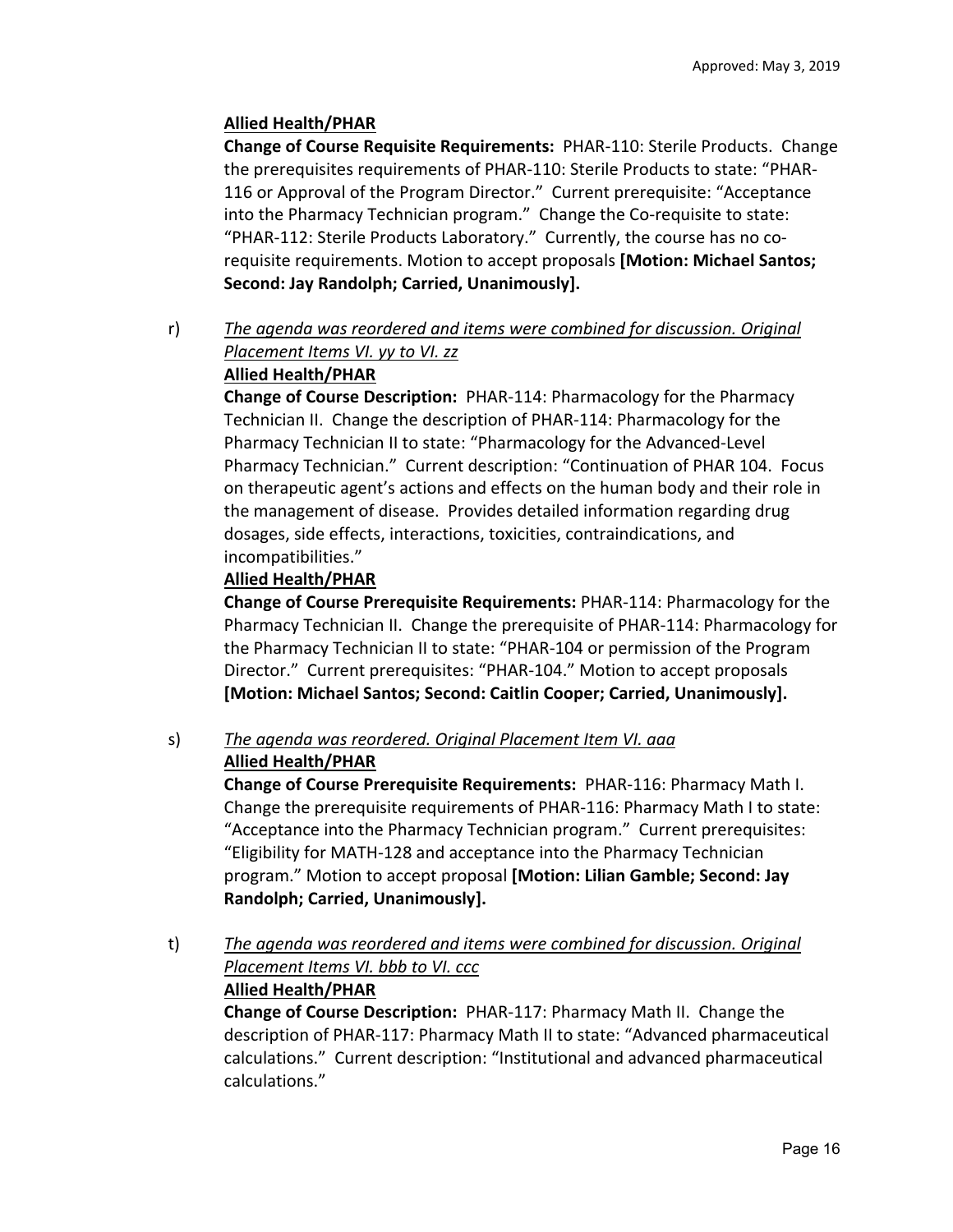**Allied Health/PHAR**

**Change of Course Requisite Requirements:** PHAR-110: Sterile Products. Change the prerequisites requirements of PHAR-110: Sterile Products to state: "PHAR-116 or Approval of the Program Director." Current prerequisite: "Acceptance into the Pharmacy Technician program." Change the Co-requisite to state: "PHAR-112: Sterile Products Laboratory." Currently, the course has no co-requisite requirements. Motion to accept proposals **[Motion: Michael Santos; Second: Jay Randolph; Carried, Unanimously].**

r) _The agenda was reordered and items were combined for discussion. Original Placement Items VI. yy to VI. zz_

**Allied Health/PHAR**

**Change of Course Description:** PHAR-114: Pharmacology for the Pharmacy Technician II. Change the description of PHAR-114: Pharmacology for the Pharmacy Technician II to state: "Pharmacology for the Advanced-Level Pharmacy Technician." Current description: "Continuation of PHAR 104. Focus on therapeutic agent's actions and effects on the human body and their role in the management of disease. Provides detailed information regarding drug dosages, side effects, interactions, toxicities, contraindications, and incompatibilities."

**Allied Health/PHAR**

**Change of Course Prerequisite Requirements:** PHAR-114: Pharmacology for the Pharmacy Technician II. Change the prerequisite of PHAR-114: Pharmacology for the Pharmacy Technician II to state: "PHAR-104 or permission of the Program Director." Current prerequisites: "PHAR-104." Motion to accept proposals **[Motion: Michael Santos; Second: Caitlin Cooper; Carried, Unanimously].**

s) _The agenda was reordered. Original Placement Item VI. aaa_

**Allied Health/PHAR**

**Change of Course Prerequisite Requirements:** PHAR-116: Pharmacy Math I. Change the prerequisite requirements of PHAR-116: Pharmacy Math I to state: "Acceptance into the Pharmacy Technician program." Current prerequisites: "Eligibility for MATH-128 and acceptance into the Pharmacy Technician program." Motion to accept proposal **[Motion: Lilian Gamble; Second: Jay Randolph; Carried, Unanimously].**

t) _The agenda was reordered and items were combined for discussion. Original Placement Items VI. bbb to VI. ccc_

**Allied Health/PHAR**

**Change of Course Description:** PHAR-117: Pharmacy Math II. Change the description of PHAR-117: Pharmacy Math II to state: "Advanced pharmaceutical calculations." Current description: "Institutional and advanced pharmaceutical calculations."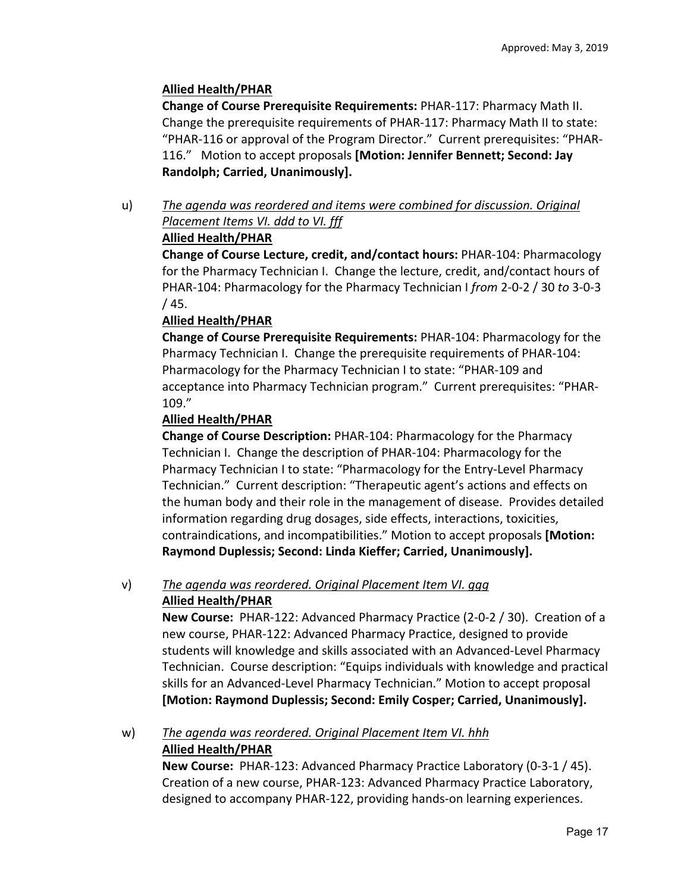**Allied Health/PHAR**
**Change of Course Prerequisite Requirements:** PHAR-117: Pharmacy Math II. Change the prerequisite requirements of PHAR-117: Pharmacy Math II to state: "PHAR-116 or approval of the Program Director." Current prerequisites: "PHAR-116." Motion to accept proposals **[Motion: Jennifer Bennett; Second: Jay Randolph; Carried, Unanimously].**

u) *The agenda was reordered and items were combined for discussion. Original Placement Items VI. ddd to VI. fff*

**Allied Health/PHAR**
**Change of Course Lecture, credit, and/contact hours:** PHAR-104: Pharmacology for the Pharmacy Technician I. Change the lecture, credit, and/contact hours of PHAR-104: Pharmacology for the Pharmacy Technician I *from* 2-0-2 / 30 *to* 3-0-3 / 45.

**Allied Health/PHAR**
**Change of Course Prerequisite Requirements:** PHAR-104: Pharmacology for the Pharmacy Technician I. Change the prerequisite requirements of PHAR-104: Pharmacology for the Pharmacy Technician I to state: "PHAR-109 and acceptance into Pharmacy Technician program." Current prerequisites: "PHAR-109."

**Allied Health/PHAR**
**Change of Course Description:** PHAR-104: Pharmacology for the Pharmacy Technician I. Change the description of PHAR-104: Pharmacology for the Pharmacy Technician I to state: "Pharmacology for the Entry-Level Pharmacy Technician." Current description: "Therapeutic agent's actions and effects on the human body and their role in the management of disease. Provides detailed information regarding drug dosages, side effects, interactions, toxicities, contraindications, and incompatibilities." Motion to accept proposals **[Motion: Raymond Duplessis; Second: Linda Kieffer; Carried, Unanimously].**

v) *The agenda was reordered. Original Placement Item VI. ggg*

**Allied Health/PHAR**
**New Course:** PHAR-122: Advanced Pharmacy Practice (2-0-2 / 30). Creation of a new course, PHAR-122: Advanced Pharmacy Practice, designed to provide students will knowledge and skills associated with an Advanced-Level Pharmacy Technician. Course description: "Equips individuals with knowledge and practical skills for an Advanced-Level Pharmacy Technician." Motion to accept proposal **[Motion: Raymond Duplessis; Second: Emily Cosper; Carried, Unanimously].**

w) *The agenda was reordered. Original Placement Item VI. hhh*

**Allied Health/PHAR**
**New Course:** PHAR-123: Advanced Pharmacy Practice Laboratory (0-3-1 / 45). Creation of a new course, PHAR-123: Advanced Pharmacy Practice Laboratory, designed to accompany PHAR-122, providing hands-on learning experiences.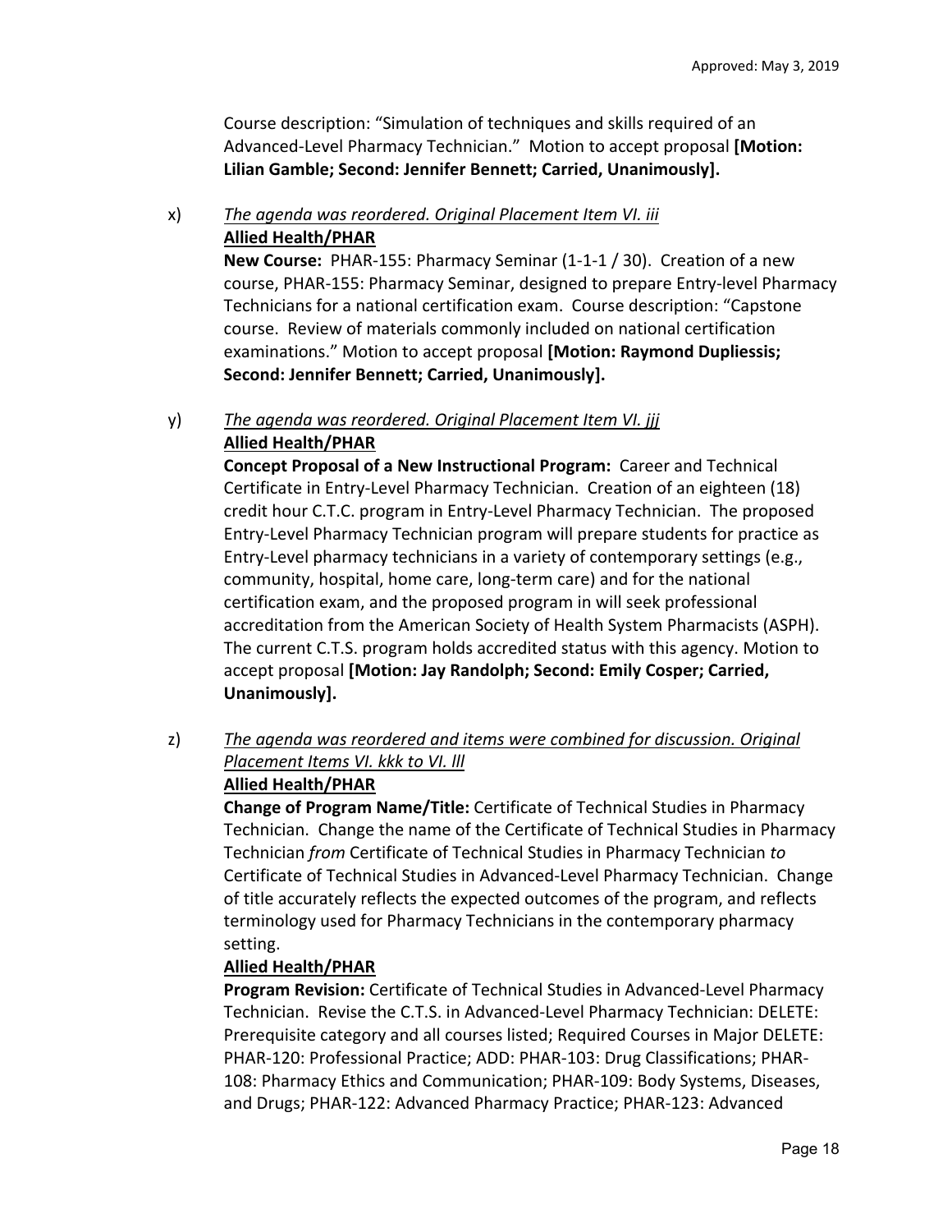Course description: "Simulation of techniques and skills required of an Advanced-Level Pharmacy Technician." Motion to accept proposal **[Motion: Lilian Gamble; Second: Jennifer Bennett; Carried, Unanimously].**

x) *The agenda was reordered. Original Placement Item VI. iii*
**Allied Health/PHAR**
**New Course:** PHAR-155: Pharmacy Seminar (1-1-1 / 30). Creation of a new course, PHAR-155: Pharmacy Seminar, designed to prepare Entry-level Pharmacy Technicians for a national certification exam. Course description: "Capstone course. Review of materials commonly included on national certification examinations." Motion to accept proposal **[Motion: Raymond Dupliessis; Second: Jennifer Bennett; Carried, Unanimously].**

y) *The agenda was reordered. Original Placement Item VI. jjj*
**Allied Health/PHAR**
**Concept Proposal of a New Instructional Program:** Career and Technical Certificate in Entry-Level Pharmacy Technician. Creation of an eighteen (18) credit hour C.T.C. program in Entry-Level Pharmacy Technician. The proposed Entry-Level Pharmacy Technician program will prepare students for practice as Entry-Level pharmacy technicians in a variety of contemporary settings (e.g., community, hospital, home care, long-term care) and for the national certification exam, and the proposed program in will seek professional accreditation from the American Society of Health System Pharmacists (ASPH). The current C.T.S. program holds accredited status with this agency. Motion to accept proposal **[Motion: Jay Randolph; Second: Emily Cosper; Carried, Unanimously].**

z) *The agenda was reordered and items were combined for discussion. Original Placement Items VI. kkk to VI. lll*
**Allied Health/PHAR**
**Change of Program Name/Title:** Certificate of Technical Studies in Pharmacy Technician. Change the name of the Certificate of Technical Studies in Pharmacy Technician *from* Certificate of Technical Studies in Pharmacy Technician *to* Certificate of Technical Studies in Advanced-Level Pharmacy Technician. Change of title accurately reflects the expected outcomes of the program, and reflects terminology used for Pharmacy Technicians in the contemporary pharmacy setting.
**Allied Health/PHAR**
**Program Revision:** Certificate of Technical Studies in Advanced-Level Pharmacy Technician. Revise the C.T.S. in Advanced-Level Pharmacy Technician: DELETE: Prerequisite category and all courses listed; Required Courses in Major DELETE: PHAR-120: Professional Practice; ADD: PHAR-103: Drug Classifications; PHAR-108: Pharmacy Ethics and Communication; PHAR-109: Body Systems, Diseases, and Drugs; PHAR-122: Advanced Pharmacy Practice; PHAR-123: Advanced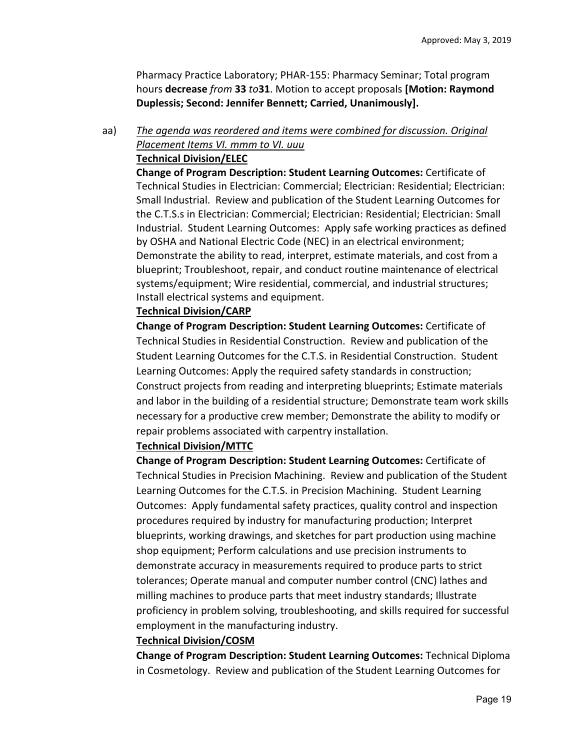Pharmacy Practice Laboratory; PHAR-155: Pharmacy Seminar; Total program hours **decrease** *from* **33** *to* **31**. Motion to accept proposals **[Motion: Raymond Duplessis; Second: Jennifer Bennett; Carried, Unanimously].**

aa) *The agenda was reordered and items were combined for discussion. Original Placement Items VI. mmm to VI. uuu*

**Technical Division/ELEC**

**Change of Program Description: Student Learning Outcomes:** Certificate of Technical Studies in Electrician: Commercial; Electrician: Residential; Electrician: Small Industrial. Review and publication of the Student Learning Outcomes for the C.T.S.s in Electrician: Commercial; Electrician: Residential; Electrician: Small Industrial. Student Learning Outcomes: Apply safe working practices as defined by OSHA and National Electric Code (NEC) in an electrical environment; Demonstrate the ability to read, interpret, estimate materials, and cost from a blueprint; Troubleshoot, repair, and conduct routine maintenance of electrical systems/equipment; Wire residential, commercial, and industrial structures; Install electrical systems and equipment.

**Technical Division/CARP**

**Change of Program Description: Student Learning Outcomes:** Certificate of Technical Studies in Residential Construction. Review and publication of the Student Learning Outcomes for the C.T.S. in Residential Construction. Student Learning Outcomes: Apply the required safety standards in construction; Construct projects from reading and interpreting blueprints; Estimate materials and labor in the building of a residential structure; Demonstrate team work skills necessary for a productive crew member; Demonstrate the ability to modify or repair problems associated with carpentry installation.

**Technical Division/MTTC**

**Change of Program Description: Student Learning Outcomes:** Certificate of Technical Studies in Precision Machining. Review and publication of the Student Learning Outcomes for the C.T.S. in Precision Machining. Student Learning Outcomes: Apply fundamental safety practices, quality control and inspection procedures required by industry for manufacturing production; Interpret blueprints, working drawings, and sketches for part production using machine shop equipment; Perform calculations and use precision instruments to demonstrate accuracy in measurements required to produce parts to strict tolerances; Operate manual and computer number control (CNC) lathes and milling machines to produce parts that meet industry standards; Illustrate proficiency in problem solving, troubleshooting, and skills required for successful employment in the manufacturing industry.

**Technical Division/COSM**

**Change of Program Description: Student Learning Outcomes:** Technical Diploma in Cosmetology. Review and publication of the Student Learning Outcomes for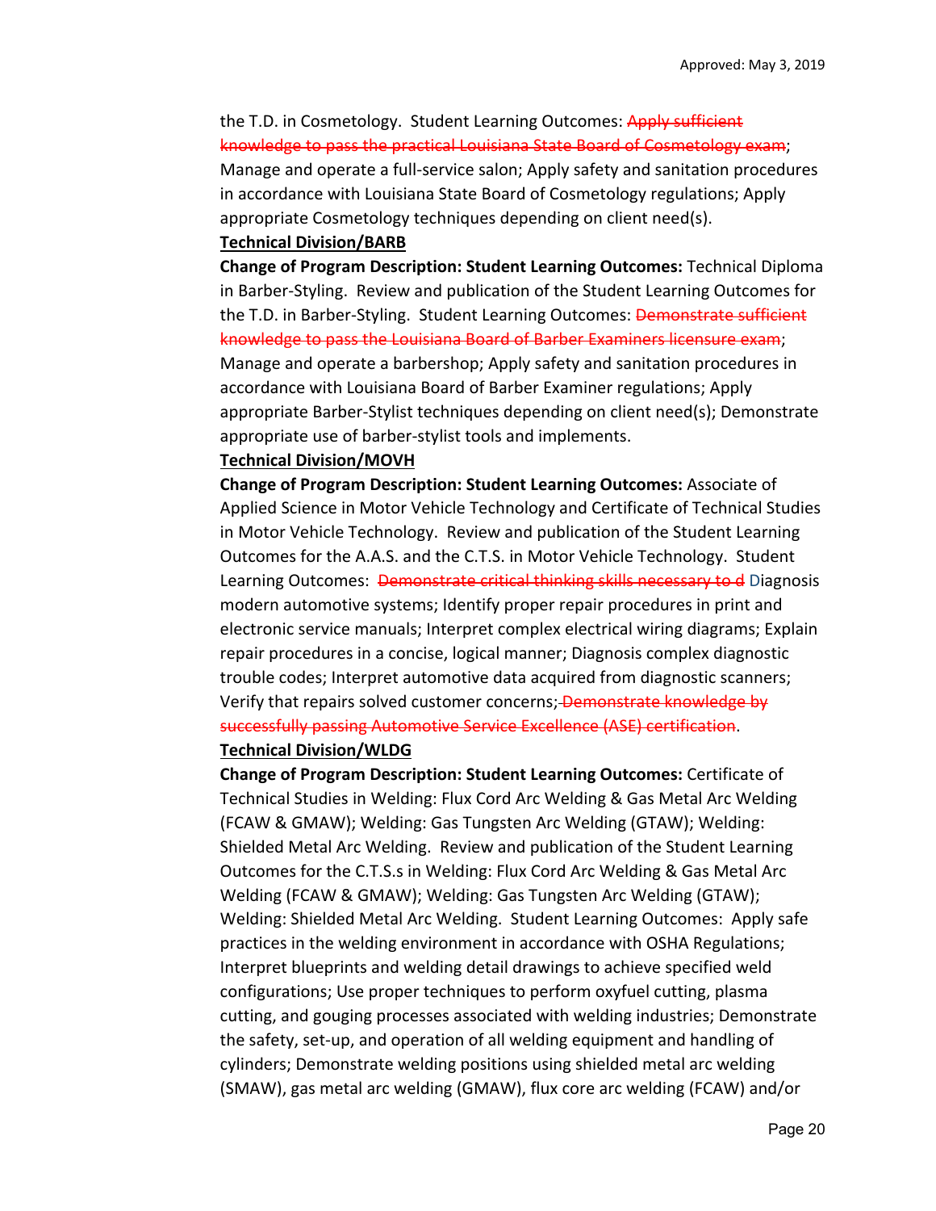the T.D. in Cosmetology.  Student Learning Outcomes: ~~Apply sufficient knowledge to pass the practical Louisiana State Board of Cosmetology exam~~; Manage and operate a full-service salon; Apply safety and sanitation procedures in accordance with Louisiana State Board of Cosmetology regulations; Apply appropriate Cosmetology techniques depending on client need(s).

**Technical Division/BARB**

**Change of Program Description: Student Learning Outcomes:** Technical Diploma in Barber-Styling.  Review and publication of the Student Learning Outcomes for the T.D. in Barber-Styling.  Student Learning Outcomes: ~~Demonstrate sufficient knowledge to pass the Louisiana Board of Barber Examiners licensure exam~~; Manage and operate a barbershop; Apply safety and sanitation procedures in accordance with Louisiana Board of Barber Examiner regulations; Apply appropriate Barber-Stylist techniques depending on client need(s); Demonstrate appropriate use of barber-stylist tools and implements.

**Technical Division/MOVH**

**Change of Program Description: Student Learning Outcomes:** Associate of Applied Science in Motor Vehicle Technology and Certificate of Technical Studies in Motor Vehicle Technology.  Review and publication of the Student Learning Outcomes for the A.A.S. and the C.T.S. in Motor Vehicle Technology.  Student Learning Outcomes:  ~~Demonstrate critical thinking skills necessary to d~~ Diagnosis modern automotive systems; Identify proper repair procedures in print and electronic service manuals; Interpret complex electrical wiring diagrams; Explain repair procedures in a concise, logical manner; Diagnosis complex diagnostic trouble codes; Interpret automotive data acquired from diagnostic scanners; Verify that repairs solved customer concerns;~~ Demonstrate knowledge by successfully passing Automotive Service Excellence (ASE) certification~~.

**Technical Division/WLDG**

**Change of Program Description: Student Learning Outcomes:** Certificate of Technical Studies in Welding: Flux Cord Arc Welding & Gas Metal Arc Welding (FCAW & GMAW); Welding: Gas Tungsten Arc Welding (GTAW); Welding: Shielded Metal Arc Welding.  Review and publication of the Student Learning Outcomes for the C.T.S.s in Welding: Flux Cord Arc Welding & Gas Metal Arc Welding (FCAW & GMAW); Welding: Gas Tungsten Arc Welding (GTAW); Welding: Shielded Metal Arc Welding.  Student Learning Outcomes:  Apply safe practices in the welding environment in accordance with OSHA Regulations; Interpret blueprints and welding detail drawings to achieve specified weld configurations; Use proper techniques to perform oxyfuel cutting, plasma cutting, and gouging processes associated with welding industries; Demonstrate the safety, set-up, and operation of all welding equipment and handling of cylinders; Demonstrate welding positions using shielded metal arc welding (SMAW), gas metal arc welding (GMAW), flux core arc welding (FCAW) and/or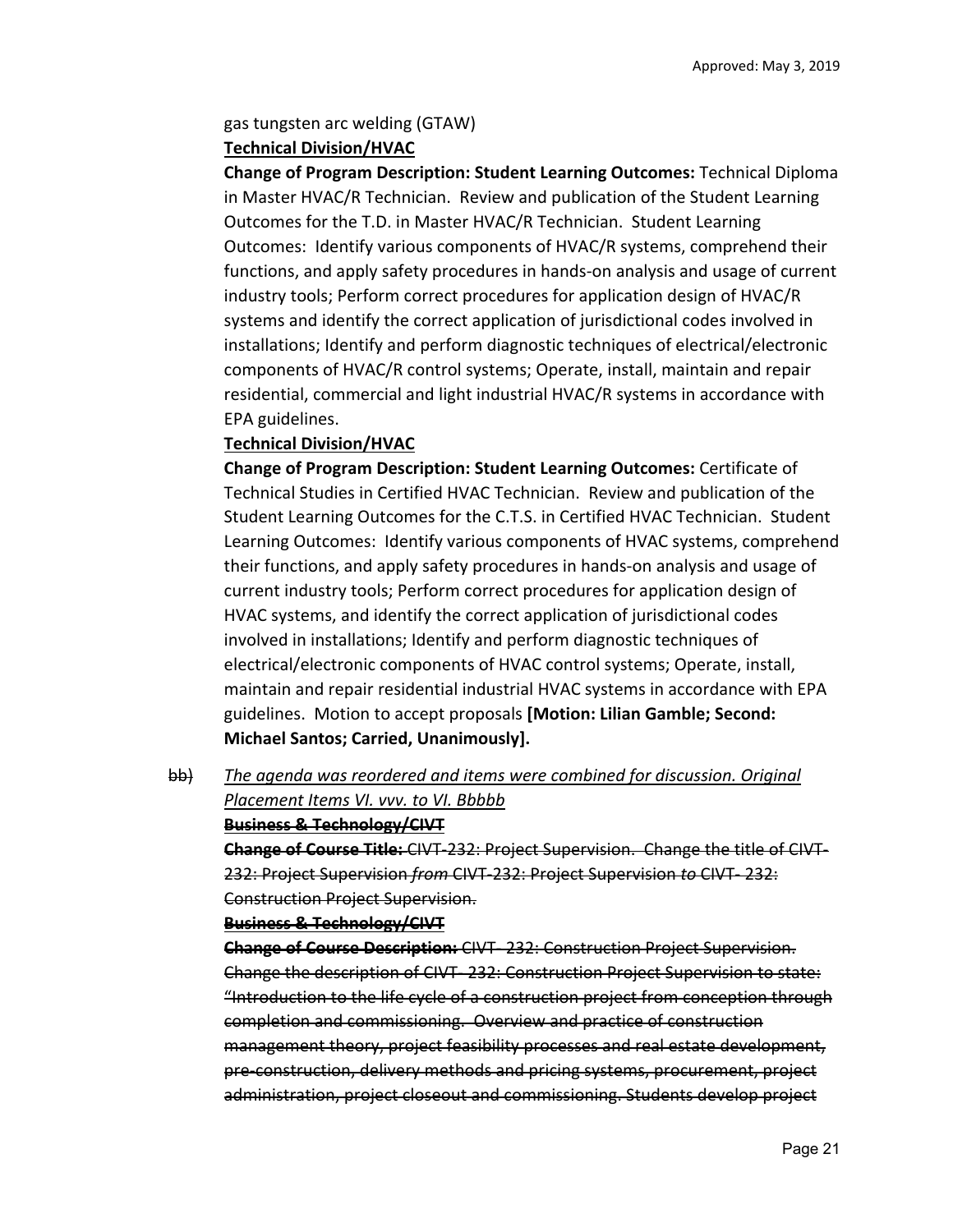gas tungsten arc welding (GTAW)

**<u>Technical Division/HVAC</u>**

**Change of Program Description: Student Learning Outcomes:** Technical Diploma in Master HVAC/R Technician. Review and publication of the Student Learning Outcomes for the T.D. in Master HVAC/R Technician. Student Learning Outcomes: Identify various components of HVAC/R systems, comprehend their functions, and apply safety procedures in hands-on analysis and usage of current industry tools; Perform correct procedures for application design of HVAC/R systems and identify the correct application of jurisdictional codes involved in installations; Identify and perform diagnostic techniques of electrical/electronic components of HVAC/R control systems; Operate, install, maintain and repair residential, commercial and light industrial HVAC/R systems in accordance with EPA guidelines.

**<u>Technical Division/HVAC</u>**

**Change of Program Description: Student Learning Outcomes:** Certificate of Technical Studies in Certified HVAC Technician. Review and publication of the Student Learning Outcomes for the C.T.S. in Certified HVAC Technician. Student Learning Outcomes: Identify various components of HVAC systems, comprehend their functions, and apply safety procedures in hands-on analysis and usage of current industry tools; Perform correct procedures for application design of HVAC systems, and identify the correct application of jurisdictional codes involved in installations; Identify and perform diagnostic techniques of electrical/electronic components of HVAC control systems; Operate, install, maintain and repair residential industrial HVAC systems in accordance with EPA guidelines. Motion to accept proposals **[Motion: Lilian Gamble; Second: Michael Santos; Carried, Unanimously].**

~~bb)~~ *<u>The agenda was reordered and items were combined for discussion. Original Placement Items VI. vvv. to VI. Bbbbb</u>*

~~**<u>Business & Technology/CIVT</u>**~~

~~**Change of Course Title:** CIVT-232: Project Supervision. Change the title of CIVT-232: Project Supervision *from* CIVT-232: Project Supervision *to* CIVT- 232: Construction Project Supervision.~~

~~**<u>Business & Technology/CIVT</u>**~~

~~**Change of Course Description:** CIVT- 232: Construction Project Supervision. Change the description of CIVT- 232: Construction Project Supervision to state: "Introduction to the life cycle of a construction project from conception through completion and commissioning. Overview and practice of construction management theory, project feasibility processes and real estate development, pre-construction, delivery methods and pricing systems, procurement, project administration, project closeout and commissioning. Students develop project~~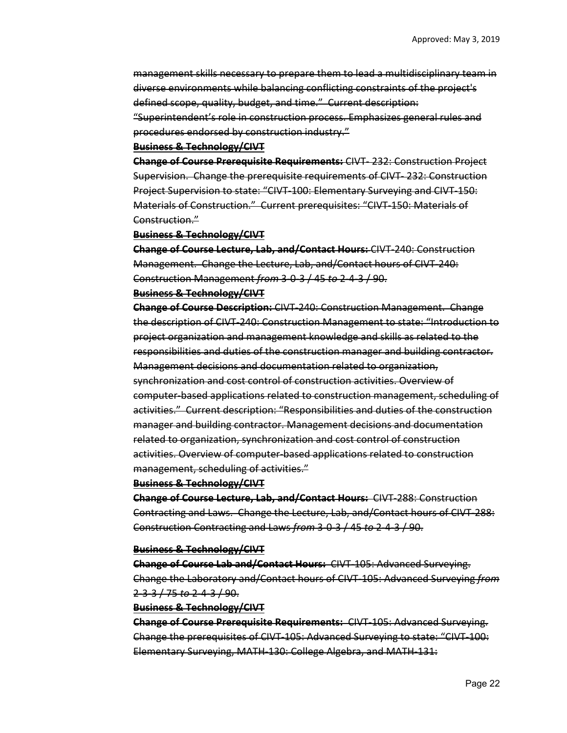Approved: May 3, 2019

~~management skills necessary to prepare them to lead a multidisciplinary team in diverse environments while balancing conflicting constraints of the project's defined scope, quality, budget, and time." Current description: "Superintendent's role in construction process. Emphasizes general rules and procedures endorsed by construction industry."~~

~~**Business & Technology/CIVT**~~

~~**Change of Course Prerequisite Requirements:** CIVT- 232: Construction Project Supervision. Change the prerequisite requirements of CIVT- 232: Construction Project Supervision to state: "CIVT-100: Elementary Surveying and CIVT-150: Materials of Construction." Current prerequisites: "CIVT-150: Materials of Construction."~~

~~**Business & Technology/CIVT**~~

~~**Change of Course Lecture, Lab, and/Contact Hours:** CIVT-240: Construction Management. Change the Lecture, Lab, and/Contact hours of CIVT-240: Construction Management *from* 3-0-3 / 45 *to* 2-4-3 / 90.~~

~~**Business & Technology/CIVT**~~

~~**Change of Course Description:** CIVT-240: Construction Management. Change the description of CIVT-240: Construction Management to state: "Introduction to project organization and management knowledge and skills as related to the responsibilities and duties of the construction manager and building contractor. Management decisions and documentation related to organization, synchronization and cost control of construction activities. Overview of computer-based applications related to construction management, scheduling of activities." Current description: "Responsibilities and duties of the construction manager and building contractor. Management decisions and documentation related to organization, synchronization and cost control of construction activities. Overview of computer-based applications related to construction management, scheduling of activities."~~

~~**Business & Technology/CIVT**~~

~~**Change of Course Lecture, Lab, and/Contact Hours:** CIVT-288: Construction Contracting and Laws. Change the Lecture, Lab, and/Contact hours of CIVT-288: Construction Contracting and Laws *from* 3-0-3 / 45 *to* 2-4-3 / 90.~~

~~**Business & Technology/CIVT**~~

~~**Change of Course Lab and/Contact Hours:** CIVT-105: Advanced Surveying. Change the Laboratory and/Contact hours of CIVT-105: Advanced Surveying *from* 2-3-3 / 75 *to* 2-4-3 / 90.~~

~~**Business & Technology/CIVT**~~

~~**Change of Course Prerequisite Requirements:** CIVT-105: Advanced Surveying. Change the prerequisites of CIVT-105: Advanced Surveying to state: "CIVT-100: Elementary Surveying, MATH-130: College Algebra, and MATH-131:~~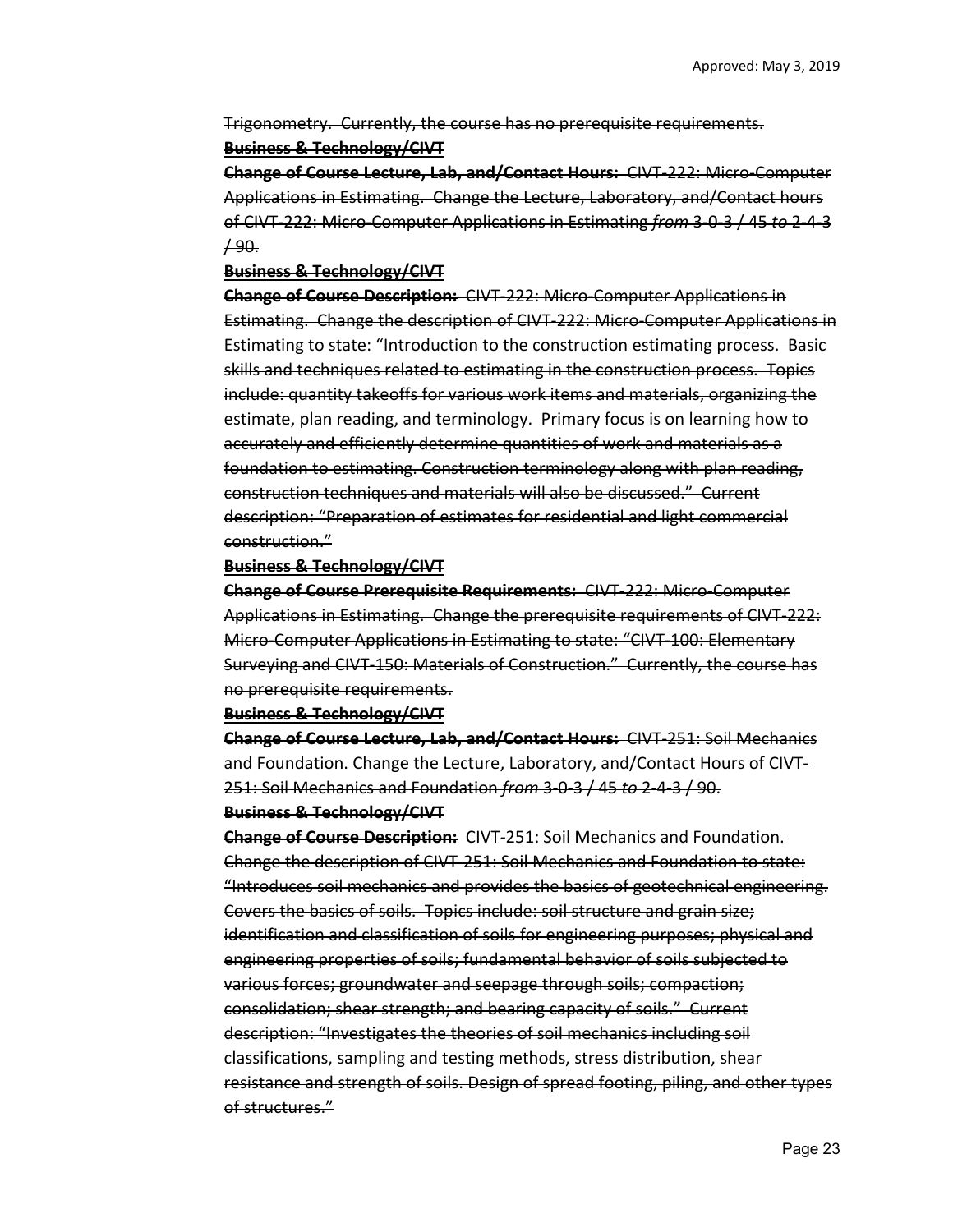~~Trigonometry.  Currently, the course has no prerequisite requirements.~~

~~**Business & Technology/CIVT**~~

~~**Change of Course Lecture, Lab, and/Contact Hours:**  CIVT-222: Micro-Computer Applications in Estimating.  Change the Lecture, Laboratory, and/Contact hours of CIVT-222: Micro-Computer Applications in Estimating *from* 3-0-3 / 45 *to* 2-4-3 / 90.~~

~~**Business & Technology/CIVT**~~

~~**Change of Course Description:**  CIVT-222: Micro-Computer Applications in Estimating.  Change the description of CIVT-222: Micro-Computer Applications in Estimating to state: "Introduction to the construction estimating process.  Basic skills and techniques related to estimating in the construction process.  Topics include: quantity takeoffs for various work items and materials, organizing the estimate, plan reading, and terminology.  Primary focus is on learning how to accurately and efficiently determine quantities of work and materials as a foundation to estimating. Construction terminology along with plan reading, construction techniques and materials will also be discussed."  Current description: "Preparation of estimates for residential and light commercial construction."~~

~~**Business & Technology/CIVT**~~

~~**Change of Course Prerequisite Requirements:**  CIVT-222: Micro-Computer Applications in Estimating.  Change the prerequisite requirements of CIVT-222: Micro-Computer Applications in Estimating to state: "CIVT-100: Elementary Surveying and CIVT-150: Materials of Construction."  Currently, the course has no prerequisite requirements.~~

~~**Business & Technology/CIVT**~~

~~**Change of Course Lecture, Lab, and/Contact Hours:**  CIVT-251: Soil Mechanics and Foundation. Change the Lecture, Laboratory, and/Contact Hours of CIVT-251: Soil Mechanics and Foundation *from* 3-0-3 / 45 *to* 2-4-3 / 90.~~

~~**Business & Technology/CIVT**~~

~~**Change of Course Description:**  CIVT-251: Soil Mechanics and Foundation. Change the description of CIVT-251: Soil Mechanics and Foundation to state: "Introduces soil mechanics and provides the basics of geotechnical engineering. Covers the basics of soils.  Topics include: soil structure and grain size; identification and classification of soils for engineering purposes; physical and engineering properties of soils; fundamental behavior of soils subjected to various forces; groundwater and seepage through soils; compaction; consolidation; shear strength; and bearing capacity of soils."  Current description: "Investigates the theories of soil mechanics including soil classifications, sampling and testing methods, stress distribution, shear resistance and strength of soils. Design of spread footing, piling, and other types of structures."~~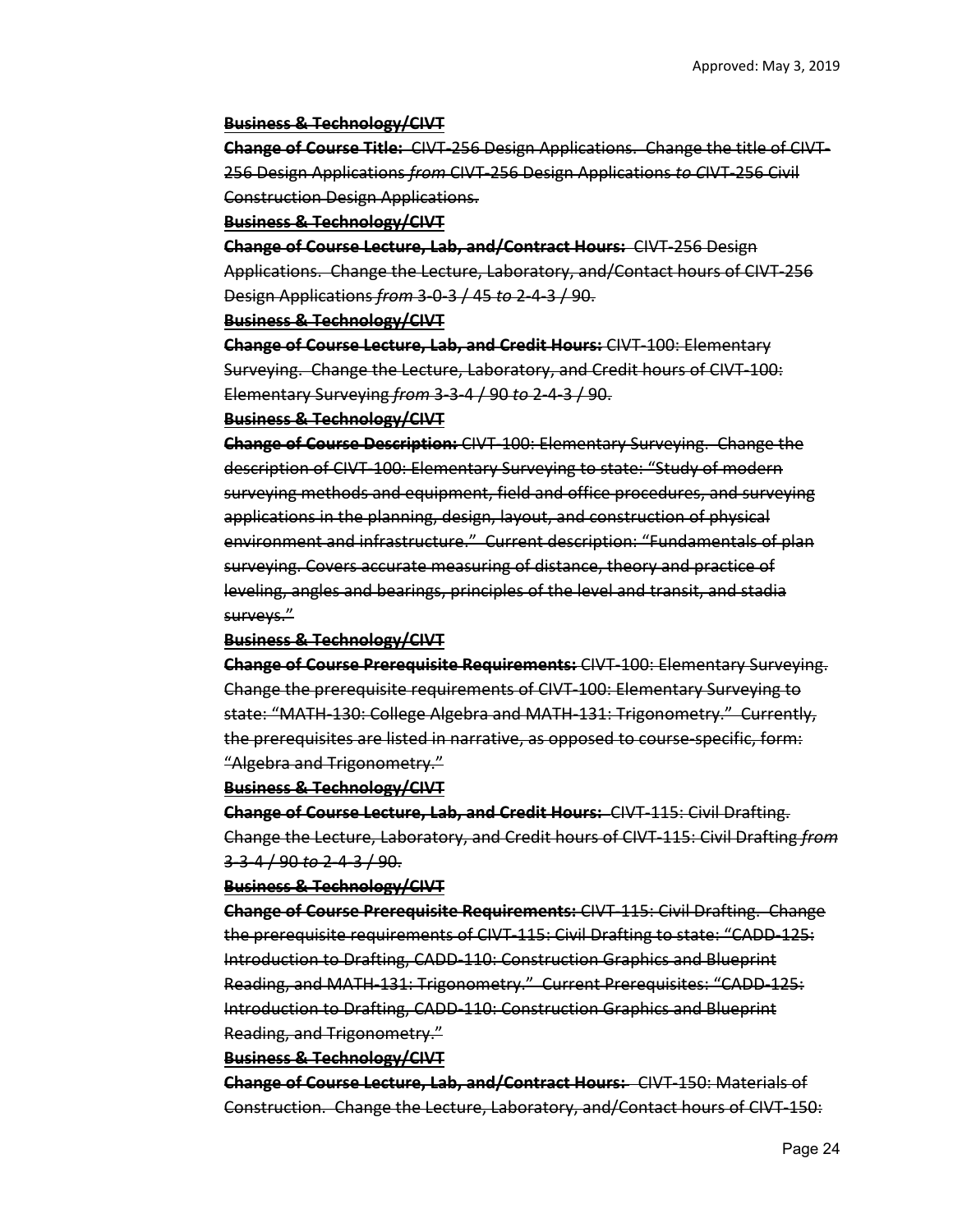~~**Business & Technology/CIVT**~~

~~**Change of Course Title:** CIVT-256 Design Applications. Change the title of CIVT-256 Design Applications *from* CIVT-256 Design Applications *to* CIVT-256 Civil Construction Design Applications.~~

~~**Business & Technology/CIVT**~~

~~**Change of Course Lecture, Lab, and/Contract Hours:** CIVT-256 Design Applications. Change the Lecture, Laboratory, and/Contact hours of CIVT-256 Design Applications *from* 3-0-3 / 45 *to* 2-4-3 / 90.~~

~~**Business & Technology/CIVT**~~

~~**Change of Course Lecture, Lab, and Credit Hours:** CIVT-100: Elementary Surveying. Change the Lecture, Laboratory, and Credit hours of CIVT-100: Elementary Surveying *from* 3-3-4 / 90 *to* 2-4-3 / 90.~~

~~**Business & Technology/CIVT**~~

~~**Change of Course Description:** CIVT-100: Elementary Surveying. Change the description of CIVT-100: Elementary Surveying to state: "Study of modern surveying methods and equipment, field and office procedures, and surveying applications in the planning, design, layout, and construction of physical environment and infrastructure." Current description: "Fundamentals of plan surveying. Covers accurate measuring of distance, theory and practice of leveling, angles and bearings, principles of the level and transit, and stadia surveys."~~

~~**Business & Technology/CIVT**~~

~~**Change of Course Prerequisite Requirements:** CIVT-100: Elementary Surveying. Change the prerequisite requirements of CIVT-100: Elementary Surveying to state: "MATH-130: College Algebra and MATH-131: Trigonometry." Currently, the prerequisites are listed in narrative, as opposed to course-specific, form: "Algebra and Trigonometry."~~

~~**Business & Technology/CIVT**~~

~~**Change of Course Lecture, Lab, and Credit Hours:** CIVT-115: Civil Drafting. Change the Lecture, Laboratory, and Credit hours of CIVT-115: Civil Drafting *from* 3-3-4 / 90 *to* 2-4-3 / 90.~~

~~**Business & Technology/CIVT**~~

~~**Change of Course Prerequisite Requirements:** CIVT-115: Civil Drafting. Change the prerequisite requirements of CIVT-115: Civil Drafting to state: "CADD-125: Introduction to Drafting, CADD-110: Construction Graphics and Blueprint Reading, and MATH-131: Trigonometry." Current Prerequisites: "CADD-125: Introduction to Drafting, CADD-110: Construction Graphics and Blueprint Reading, and Trigonometry."~~

~~**Business & Technology/CIVT**~~

~~**Change of Course Lecture, Lab, and/Contract Hours:** CIVT-150: Materials of Construction. Change the Lecture, Laboratory, and/Contact hours of CIVT-150:~~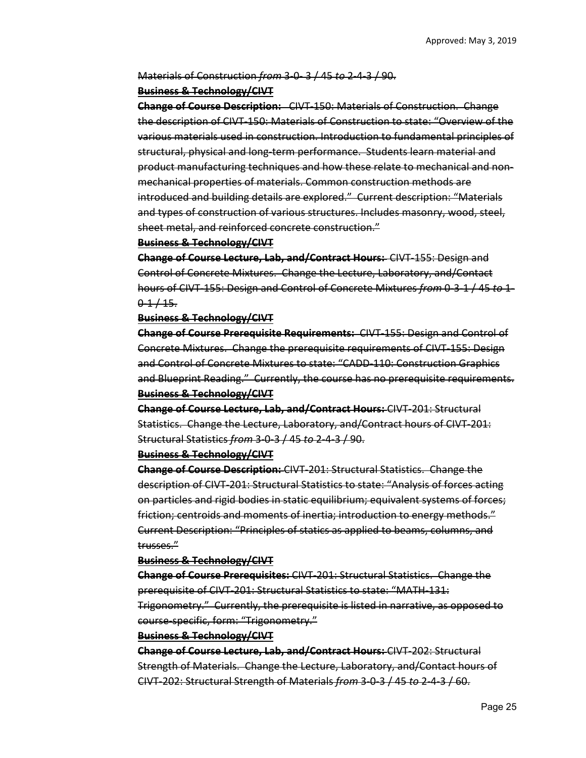~~Materials of Construction *from* 3-0- 3 / 45 *to* 2-4-3 / 90.~~

~~**Business & Technology/CIVT**~~

~~**Change of Course Description:** CIVT-150: Materials of Construction. Change the description of CIVT-150: Materials of Construction to state: "Overview of the various materials used in construction. Introduction to fundamental principles of structural, physical and long-term performance. Students learn material and product manufacturing techniques and how these relate to mechanical and non-mechanical properties of materials. Common construction methods are introduced and building details are explored." Current description: "Materials and types of construction of various structures. Includes masonry, wood, steel, sheet metal, and reinforced concrete construction."~~

~~**Business & Technology/CIVT**~~

~~**Change of Course Lecture, Lab, and/Contract Hours:** CIVT-155: Design and Control of Concrete Mixtures. Change the Lecture, Laboratory, and/Contact hours of CIVT-155: Design and Control of Concrete Mixtures *from* 0-3-1 / 45 *to* 1-0-1 / 15.~~

~~**Business & Technology/CIVT**~~

~~**Change of Course Prerequisite Requirements:** CIVT-155: Design and Control of Concrete Mixtures. Change the prerequisite requirements of CIVT-155: Design and Control of Concrete Mixtures to state: "CADD-110: Construction Graphics and Blueprint Reading." Currently, the course has no prerequisite requirements.~~

~~**Business & Technology/CIVT**~~

~~**Change of Course Lecture, Lab, and/Contract Hours:** CIVT-201: Structural Statistics. Change the Lecture, Laboratory, and/Contract hours of CIVT-201: Structural Statistics *from* 3-0-3 / 45 *to* 2-4-3 / 90.~~

~~**Business & Technology/CIVT**~~

~~**Change of Course Description:** CIVT-201: Structural Statistics. Change the description of CIVT-201: Structural Statistics to state: "Analysis of forces acting on particles and rigid bodies in static equilibrium; equivalent systems of forces; friction; centroids and moments of inertia; introduction to energy methods." Current Description: "Principles of statics as applied to beams, columns, and trusses."~~

~~**Business & Technology/CIVT**~~

~~**Change of Course Prerequisites:** CIVT-201: Structural Statistics. Change the prerequisite of CIVT-201: Structural Statistics to state: "MATH-131: Trigonometry." Currently, the prerequisite is listed in narrative, as opposed to course-specific, form: "Trigonometry."~~

~~**Business & Technology/CIVT**~~

~~**Change of Course Lecture, Lab, and/Contract Hours:** CIVT-202: Structural Strength of Materials. Change the Lecture, Laboratory, and/Contact hours of CIVT-202: Structural Strength of Materials *from* 3-0-3 / 45 *to* 2-4-3 / 60.~~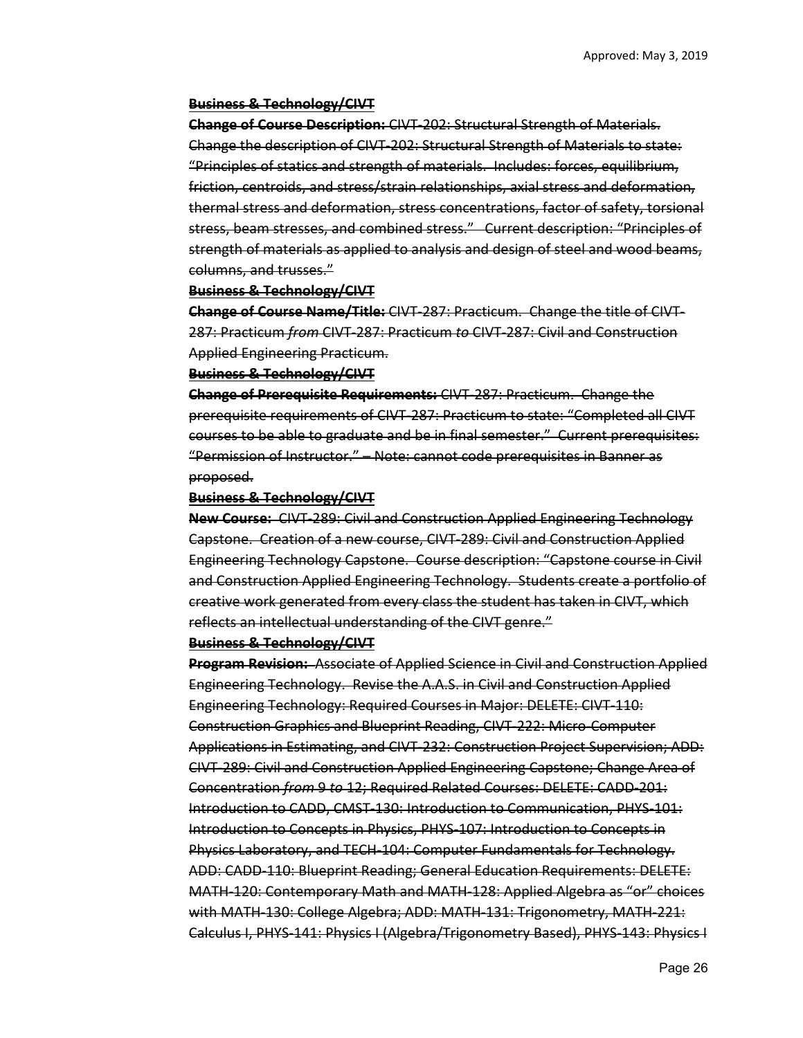~~**Business & Technology/CIVT**~~

~~**Change of Course Description:** CIVT-202: Structural Strength of Materials. Change the description of CIVT-202: Structural Strength of Materials to state: "Principles of statics and strength of materials. Includes: forces, equilibrium, friction, centroids, and stress/strain relationships, axial stress and deformation, thermal stress and deformation, stress concentrations, factor of safety, torsional stress, beam stresses, and combined stress." Current description: "Principles of strength of materials as applied to analysis and design of steel and wood beams, columns, and trusses."~~

~~**Business & Technology/CIVT**~~

~~**Change of Course Name/Title:** CIVT-287: Practicum. Change the title of CIVT-287: Practicum *from* CIVT-287: Practicum *to* CIVT-287: Civil and Construction Applied Engineering Practicum.~~

~~**Business & Technology/CIVT**~~

~~**Change of Prerequisite Requirements:** CIVT-287: Practicum. Change the prerequisite requirements of CIVT-287: Practicum to state: "Completed all CIVT courses to be able to graduate and be in final semester." Current prerequisites: "Permission of Instructor." – Note: cannot code prerequisites in Banner as proposed.~~

~~**Business & Technology/CIVT**~~

~~**New Course:** CIVT-289: Civil and Construction Applied Engineering Technology Capstone. Creation of a new course, CIVT-289: Civil and Construction Applied Engineering Technology Capstone. Course description: "Capstone course in Civil and Construction Applied Engineering Technology. Students create a portfolio of creative work generated from every class the student has taken in CIVT, which reflects an intellectual understanding of the CIVT genre."~~

~~**Business & Technology/CIVT**~~

~~**Program Revision:** Associate of Applied Science in Civil and Construction Applied Engineering Technology. Revise the A.A.S. in Civil and Construction Applied Engineering Technology: Required Courses in Major: DELETE: CIVT-110: Construction Graphics and Blueprint Reading, CIVT-222: Micro-Computer Applications in Estimating, and CIVT-232: Construction Project Supervision; ADD: CIVT-289: Civil and Construction Applied Engineering Capstone; Change Area of Concentration *from* 9 *to* 12; Required Related Courses: DELETE: CADD-201: Introduction to CADD, CMST-130: Introduction to Communication, PHYS-101: Introduction to Concepts in Physics, PHYS-107: Introduction to Concepts in Physics Laboratory, and TECH-104: Computer Fundamentals for Technology. ADD: CADD-110: Blueprint Reading; General Education Requirements: DELETE: MATH-120: Contemporary Math and MATH-128: Applied Algebra as "or" choices with MATH-130: College Algebra; ADD: MATH-131: Trigonometry, MATH-221: Calculus I, PHYS-141: Physics I (Algebra/Trigonometry Based), PHYS-143: Physics I~~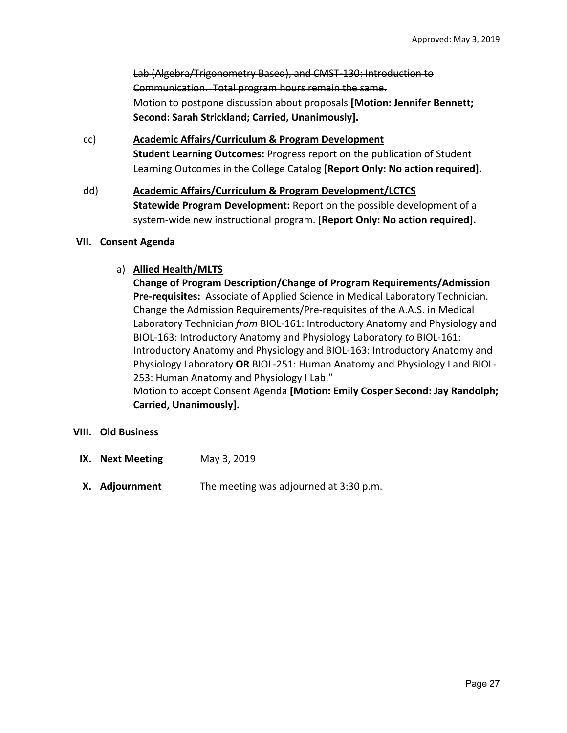~~Lab (Algebra/Trigonometry Based), and CMST-130: Introduction to Communication. Total program hours remain the same.~~
Motion to postpone discussion about proposals **[Motion: Jennifer Bennett; Second: Sarah Strickland; Carried, Unanimously].**

cc) **Academic Affairs/Curriculum & Program Development**
**Student Learning Outcomes:** Progress report on the publication of Student Learning Outcomes in the College Catalog **[Report Only: No action required].**

dd) **Academic Affairs/Curriculum & Program Development/LCTCS**
**Statewide Program Development:** Report on the possible development of a system-wide new instructional program. **[Report Only: No action required].**

## VII. Consent Agenda

a) **Allied Health/MLTS**
**Change of Program Description/Change of Program Requirements/Admission Pre-requisites:** Associate of Applied Science in Medical Laboratory Technician. Change the Admission Requirements/Pre-requisites of the A.A.S. in Medical Laboratory Technician *from* BIOL-161: Introductory Anatomy and Physiology and BIOL-163: Introductory Anatomy and Physiology Laboratory *to* BIOL-161: Introductory Anatomy and Physiology and BIOL-163: Introductory Anatomy and Physiology Laboratory **OR** BIOL-251: Human Anatomy and Physiology I and BIOL-253: Human Anatomy and Physiology I Lab."
Motion to accept Consent Agenda **[Motion: Emily Cosper Second: Jay Randolph; Carried, Unanimously].**

## VIII. Old Business

## IX. Next Meeting

May 3, 2019

## X. Adjournment

The meeting was adjourned at 3:30 p.m.